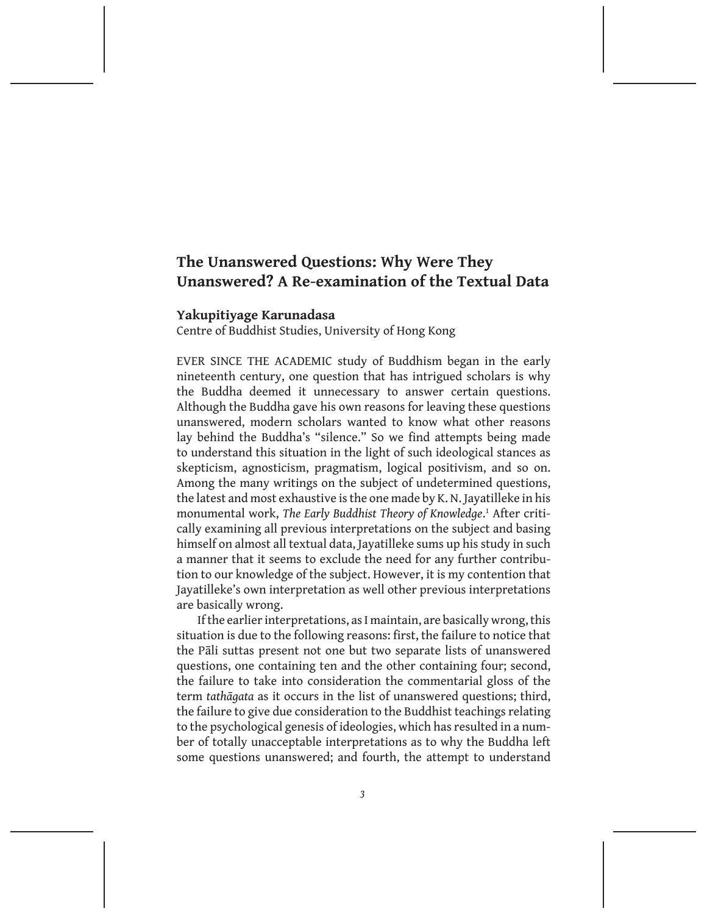# The Unanswered Questions: Why Were They Unanswered? A Re-examination of the Textual Data

**Yakupitiyage Karunadasa**

Centre of Buddhist Studies, University of Hong Kong

EVER SINCE THE ACADEMIC study of Buddhism began in the early nineteenth century, one question that has intrigued scholars is why the Buddha deemed it unnecessary to answer certain questions. Although the Buddha gave his own reasons for leaving these questions unanswered, modern scholars wanted to know what other reasons lay behind the Buddha's "silence." So we find attempts being made to understand this situation in the light of such ideological stances as skepticism, agnosticism, pragmatism, logical positivism, and so on. Among the many writings on the subject of undetermined questions, the latest and most exhaustive is the one made by K. N. Jayatilleke in his monumental work, *The Early Buddhist Theory of Knowledge*.[1] After critically examining all previous interpretations on the subject and basing himself on almost all textual data, Jayatilleke sums up his study in such a manner that it seems to exclude the need for any further contribution to our knowledge of the subject. However, it is my contention that Jayatilleke's own interpretation as well other previous interpretations are basically wrong.

If the earlier interpretations, as I maintain, are basically wrong, this situation is due to the following reasons: first, the failure to notice that the Pāli suttas present not one but two separate lists of unanswered questions, one containing ten and the other containing four; second, the failure to take into consideration the commentarial gloss of the term *tathāgata* as it occurs in the list of unanswered questions; third, the failure to give due consideration to the Buddhist teachings relating to the psychological genesis of ideologies, which has resulted in a number of totally unacceptable interpretations as to why the Buddha left some questions unanswered; and fourth, the attempt to understand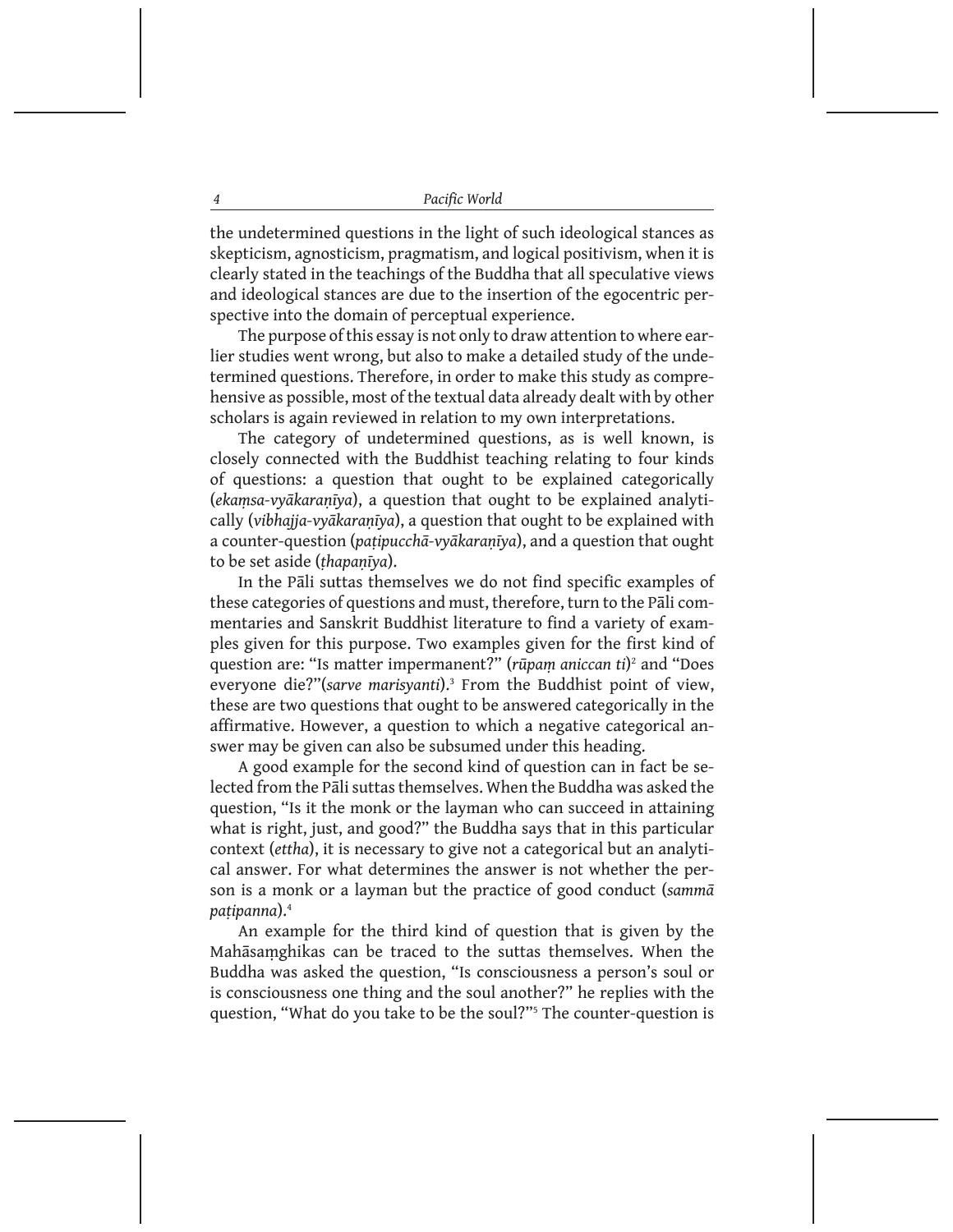the undetermined questions in the light of such ideological stances as skepticism, agnosticism, pragmatism, and logical positivism, when it is clearly stated in the teachings of the Buddha that all speculative views and ideological stances are due to the insertion of the egocentric perspective into the domain of perceptual experience.

The purpose of this essay is not only to draw attention to where earlier studies went wrong, but also to make a detailed study of the undetermined questions. Therefore, in order to make this study as comprehensive as possible, most of the textual data already dealt with by other scholars is again reviewed in relation to my own interpretations.

The category of undetermined questions, as is well known, is closely connected with the Buddhist teaching relating to four kinds of questions: a question that ought to be explained categorically (*ekaṃsa-vyākaraṇīya*), a question that ought to be explained analytically (*vibhajja-vyākaraṇīya*), a question that ought to be explained with a counter-question (*paṭipucchā-vyākaraṇīya*), and a question that ought to be set aside (*ṭhapaṇīya*).

In the Pāli suttas themselves we do not find specific examples of these categories of questions and must, therefore, turn to the Pāli commentaries and Sanskrit Buddhist literature to find a variety of examples given for this purpose. Two examples given for the first kind of question are: "Is matter impermanent?" (*rūpaṃ aniccan ti*)[2] and "Does everyone die?"(*sarve marisyanti*).[3] From the Buddhist point of view, these are two questions that ought to be answered categorically in the affirmative. However, a question to which a negative categorical answer may be given can also be subsumed under this heading.

A good example for the second kind of question can in fact be selected from the Pāli suttas themselves. When the Buddha was asked the question, "Is it the monk or the layman who can succeed in attaining what is right, just, and good?" the Buddha says that in this particular context (*ettha*), it is necessary to give not a categorical but an analytical answer. For what determines the answer is not whether the person is a monk or a layman but the practice of good conduct (*sammā paṭipanna*).[4]

An example for the third kind of question that is given by the Mahāsaṃghikas can be traced to the suttas themselves. When the Buddha was asked the question, "Is consciousness a person's soul or is consciousness one thing and the soul another?" he replies with the question, "What do you take to be the soul?"[5] The counter-question is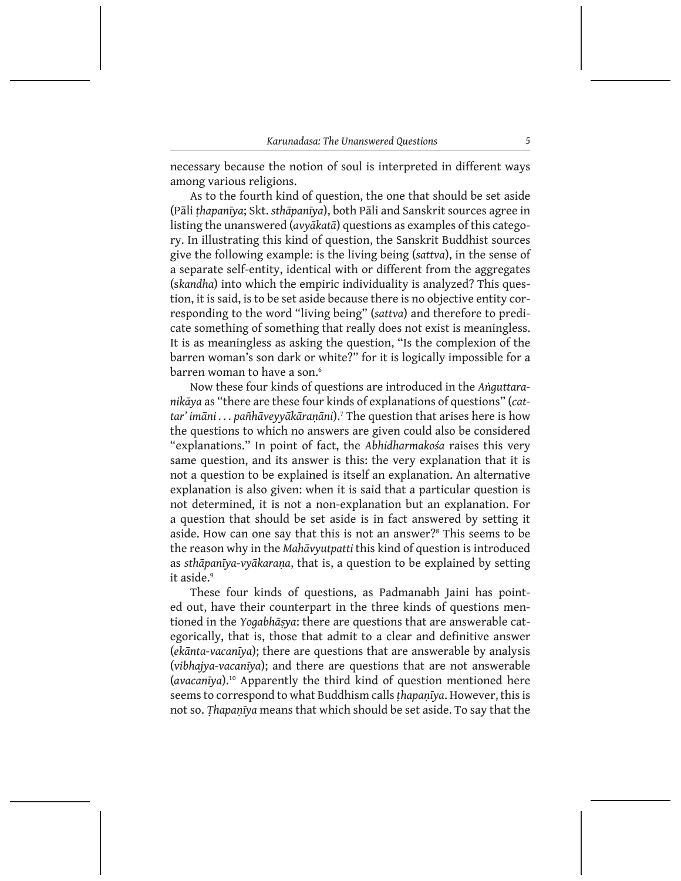necessary because the notion of soul is interpreted in different ways among various religions.

As to the fourth kind of question, the one that should be set aside (Pāli *ṭhapanīya*; Skt. *sthāpanīya*), both Pāli and Sanskrit sources agree in listing the unanswered (*avyākatā*) questions as examples of this category. In illustrating this kind of question, the Sanskrit Buddhist sources give the following example: is the living being (*sattva*), in the sense of a separate self-entity, identical with or different from the aggregates (*skandha*) into which the empiric individuality is analyzed? This question, it is said, is to be set aside because there is no objective entity corresponding to the word "living being" (*sattva*) and therefore to predicate something of something that really does not exist is meaningless. It is as meaningless as asking the question, "Is the complexion of the barren woman's son dark or white?" for it is logically impossible for a barren woman to have a son.[6]

Now these four kinds of questions are introduced in the *Aṅguttara-nikāya* as "there are these four kinds of explanations of questions" (*cattar' imāni . . . pañhāveyyākāraṇāni*).[7] The question that arises here is how the questions to which no answers are given could also be considered "explanations." In point of fact, the *Abhidharmakośa* raises this very same question, and its answer is this: the very explanation that it is not a question to be explained is itself an explanation. An alternative explanation is also given: when it is said that a particular question is not determined, it is not a non-explanation but an explanation. For a question that should be set aside is in fact answered by setting it aside. How can one say that this is not an answer?[8] This seems to be the reason why in the *Mahāvyutpatti* this kind of question is introduced as *sthāpanīya-vyākaraṇa*, that is, a question to be explained by setting it aside.[9]

These four kinds of questions, as Padmanabh Jaini has pointed out, have their counterpart in the three kinds of questions mentioned in the *Yogabhāṣya*: there are questions that are answerable categorically, that is, those that admit to a clear and definitive answer (*ekānta-vacanīya*); there are questions that are answerable by analysis (*vibhajya-vacanīya*); and there are questions that are not answerable (*avacanīya*).[10] Apparently the third kind of question mentioned here seems to correspond to what Buddhism calls *ṭhapaṇīya*. However, this is not so. *Ṭhapaṇīya* means that which should be set aside. To say that the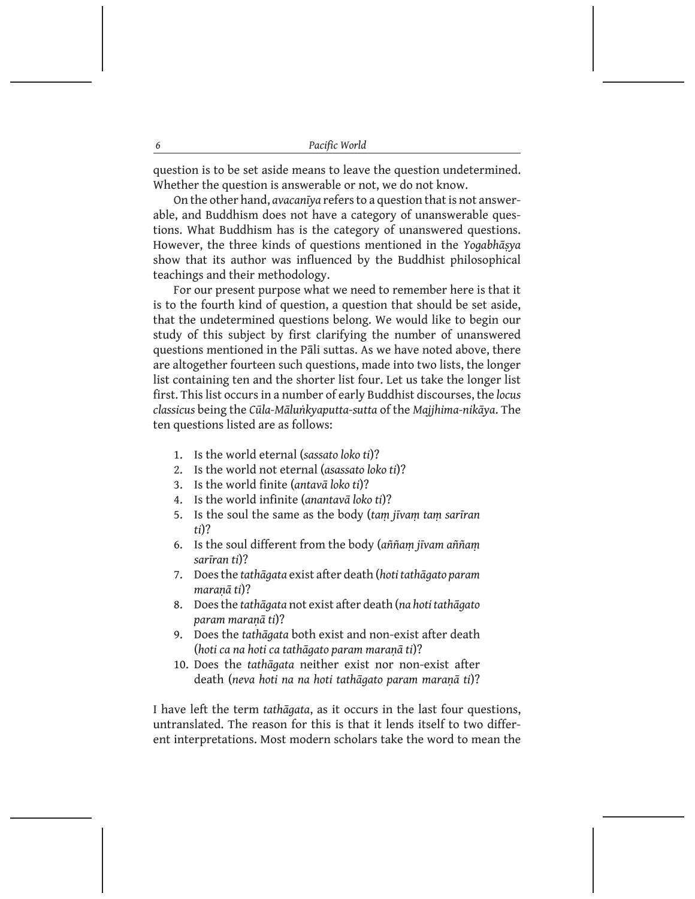question is to be set aside means to leave the question undetermined. Whether the question is answerable or not, we do not know.

On the other hand, *avacanīya* refers to a question that is not answerable, and Buddhism does not have a category of unanswerable questions. What Buddhism has is the category of unanswered questions. However, the three kinds of questions mentioned in the *Yogabhāṣya* show that its author was influenced by the Buddhist philosophical teachings and their methodology.

For our present purpose what we need to remember here is that it is to the fourth kind of question, a question that should be set aside, that the undetermined questions belong. We would like to begin our study of this subject by first clarifying the number of unanswered questions mentioned in the Pāli suttas. As we have noted above, there are altogether fourteen such questions, made into two lists, the longer list containing ten and the shorter list four. Let us take the longer list first. This list occurs in a number of early Buddhist discourses, the *locus classicus* being the *Cūla-Māluṅkyaputta-sutta* of the *Majjhima-nikāya*. The ten questions listed are as follows:

1. Is the world eternal (*sassato loko ti*)?
2. Is the world not eternal (*asassato loko ti*)?
3. Is the world finite (*antavā loko ti*)?
4. Is the world infinite (*anantavā loko ti*)?
5. Is the soul the same as the body (*taṃ jīvaṃ taṃ sarīran ti*)?
6. Is the soul different from the body (*aññaṃ jīvam aññaṃ sarīran ti*)?
7. Does the *tathāgata* exist after death (*hoti tathāgato param maraṇā ti*)?
8. Does the *tathāgata* not exist after death (*na hoti tathāgato param maraṇā ti*)?
9. Does the *tathāgata* both exist and non-exist after death (*hoti ca na hoti ca tathāgato param maraṇā ti*)?
10. Does the *tathāgata* neither exist nor non-exist after death (*neva hoti na na hoti tathāgato param maraṇā ti*)?

I have left the term *tathāgata*, as it occurs in the last four questions, untranslated. The reason for this is that it lends itself to two different interpretations. Most modern scholars take the word to mean the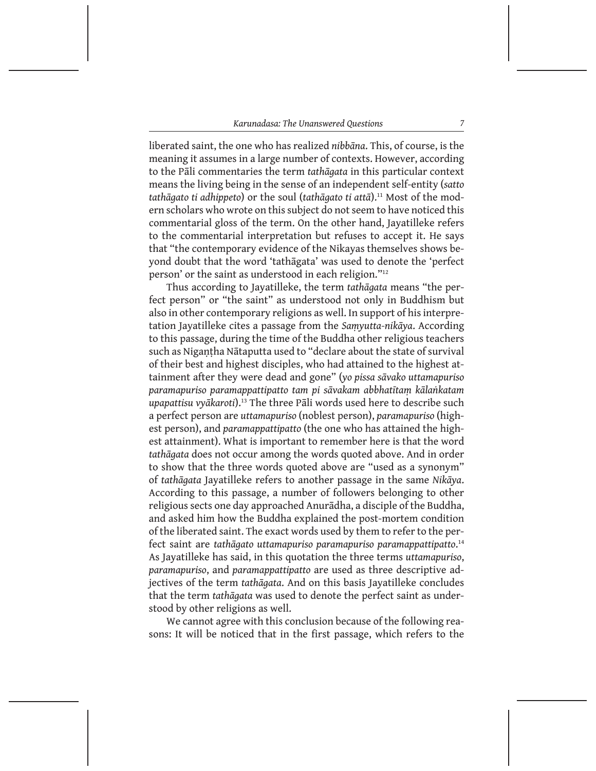liberated saint, the one who has realized *nibbāna*. This, of course, is the meaning it assumes in a large number of contexts. However, according to the Pāli commentaries the term *tathāgata* in this particular context means the living being in the sense of an independent self-entity (*satto tathāgato ti adhippeto*) or the soul (*tathāgato ti attā*).[11] Most of the modern scholars who wrote on this subject do not seem to have noticed this commentarial gloss of the term. On the other hand, Jayatilleke refers to the commentarial interpretation but refuses to accept it. He says that "the contemporary evidence of the Nikayas themselves shows beyond doubt that the word 'tathāgata' was used to denote the 'perfect person' or the saint as understood in each religion."[12]

Thus according to Jayatilleke, the term *tathāgata* means "the perfect person" or "the saint" as understood not only in Buddhism but also in other contemporary religions as well. In support of his interpretation Jayatilleke cites a passage from the *Saṃyutta-nikāya*. According to this passage, during the time of the Buddha other religious teachers such as Nigaṇṭha Nātaputta used to "declare about the state of survival of their best and highest disciples, who had attained to the highest attainment after they were dead and gone" (*yo pissa sāvako uttamapuriso paramapuriso paramappattipatto tam pi sāvakam abbhatītaṃ kālaṅkatam upapattisu vyākaroti*).[13] The three Pāli words used here to describe such a perfect person are *uttamapuriso* (noblest person), *paramapuriso* (highest person), and *paramappattipatto* (the one who has attained the highest attainment). What is important to remember here is that the word *tathāgata* does not occur among the words quoted above. And in order to show that the three words quoted above are "used as a synonym" of *tathāgata* Jayatilleke refers to another passage in the same *Nikāya*. According to this passage, a number of followers belonging to other religious sects one day approached Anurādha, a disciple of the Buddha, and asked him how the Buddha explained the post-mortem condition of the liberated saint. The exact words used by them to refer to the perfect saint are *tathāgato uttamapuriso paramapuriso paramappattipatto*.[14] As Jayatilleke has said, in this quotation the three terms *uttamapuriso*, *paramapuriso*, and *paramappattipatto* are used as three descriptive adjectives of the term *tathāgata*. And on this basis Jayatilleke concludes that the term *tathāgata* was used to denote the perfect saint as understood by other religions as well.

We cannot agree with this conclusion because of the following reasons: It will be noticed that in the first passage, which refers to the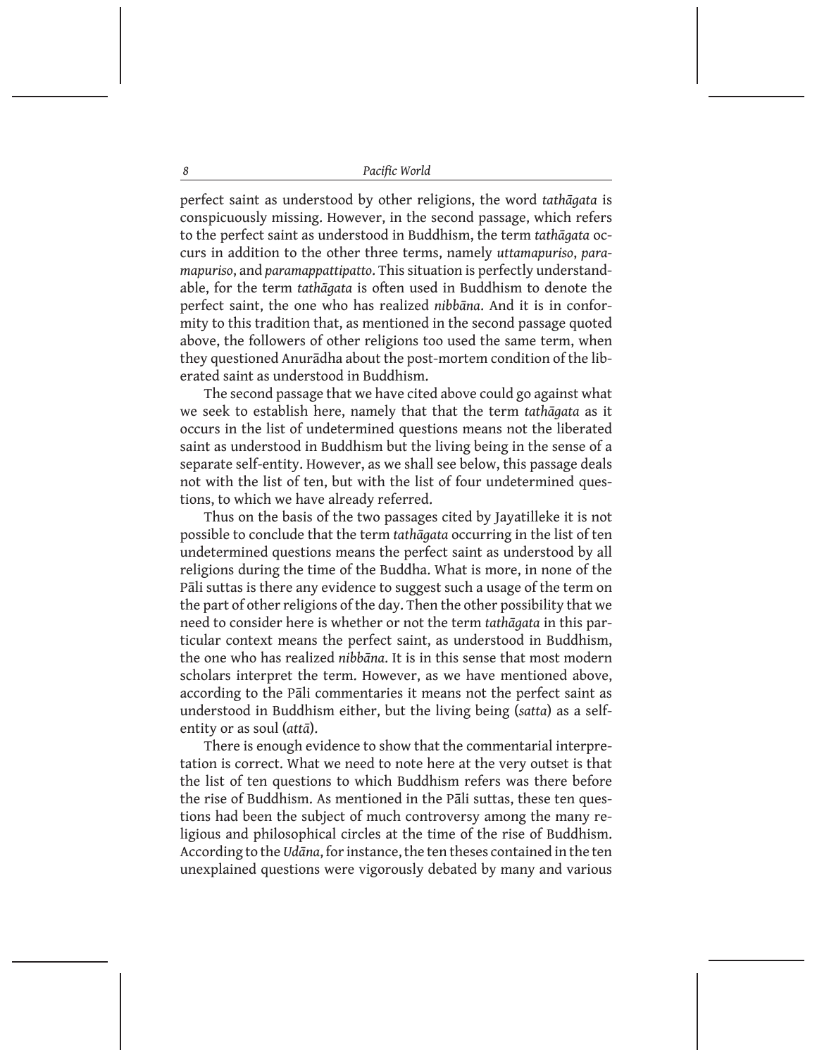perfect saint as understood by other religions, the word *tathāgata* is conspicuously missing. However, in the second passage, which refers to the perfect saint as understood in Buddhism, the term *tathāgata* occurs in addition to the other three terms, namely *uttamapuriso*, *paramapuriso*, and *paramappattipatto*. This situation is perfectly understandable, for the term *tathāgata* is often used in Buddhism to denote the perfect saint, the one who has realized *nibbāna*. And it is in conformity to this tradition that, as mentioned in the second passage quoted above, the followers of other religions too used the same term, when they questioned Anurādha about the post-mortem condition of the liberated saint as understood in Buddhism.

The second passage that we have cited above could go against what we seek to establish here, namely that that the term *tathāgata* as it occurs in the list of undetermined questions means not the liberated saint as understood in Buddhism but the living being in the sense of a separate self-entity. However, as we shall see below, this passage deals not with the list of ten, but with the list of four undetermined questions, to which we have already referred.

Thus on the basis of the two passages cited by Jayatilleke it is not possible to conclude that the term *tathāgata* occurring in the list of ten undetermined questions means the perfect saint as understood by all religions during the time of the Buddha. What is more, in none of the Pāli suttas is there any evidence to suggest such a usage of the term on the part of other religions of the day. Then the other possibility that we need to consider here is whether or not the term *tathāgata* in this particular context means the perfect saint, as understood in Buddhism, the one who has realized *nibbāna*. It is in this sense that most modern scholars interpret the term. However, as we have mentioned above, according to the Pāli commentaries it means not the perfect saint as understood in Buddhism either, but the living being (*satta*) as a self-entity or as soul (*attā*).

There is enough evidence to show that the commentarial interpretation is correct. What we need to note here at the very outset is that the list of ten questions to which Buddhism refers was there before the rise of Buddhism. As mentioned in the Pāli suttas, these ten questions had been the subject of much controversy among the many religious and philosophical circles at the time of the rise of Buddhism. According to the *Udāna*, for instance, the ten theses contained in the ten unexplained questions were vigorously debated by many and various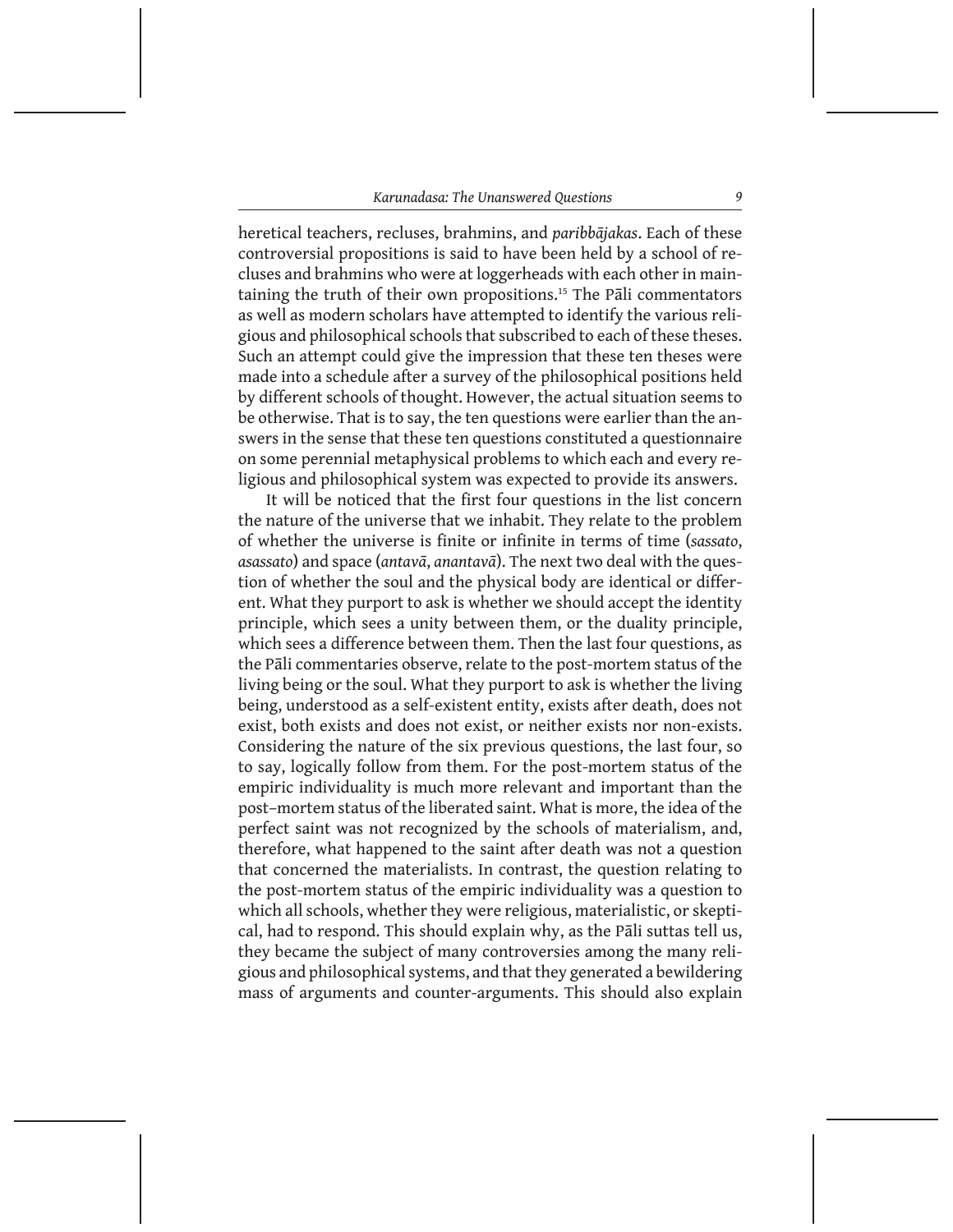heretical teachers, recluses, brahmins, and *paribbājakas*. Each of these controversial propositions is said to have been held by a school of recluses and brahmins who were at loggerheads with each other in maintaining the truth of their own propositions.[15] The Pāli commentators as well as modern scholars have attempted to identify the various religious and philosophical schools that subscribed to each of these theses. Such an attempt could give the impression that these ten theses were made into a schedule after a survey of the philosophical positions held by different schools of thought. However, the actual situation seems to be otherwise. That is to say, the ten questions were earlier than the answers in the sense that these ten questions constituted a questionnaire on some perennial metaphysical problems to which each and every religious and philosophical system was expected to provide its answers.

It will be noticed that the first four questions in the list concern the nature of the universe that we inhabit. They relate to the problem of whether the universe is finite or infinite in terms of time (*sassato*, *asassato*) and space (*antavā*, *anantavā*). The next two deal with the question of whether the soul and the physical body are identical or different. What they purport to ask is whether we should accept the identity principle, which sees a unity between them, or the duality principle, which sees a difference between them. Then the last four questions, as the Pāli commentaries observe, relate to the post-mortem status of the living being or the soul. What they purport to ask is whether the living being, understood as a self-existent entity, exists after death, does not exist, both exists and does not exist, or neither exists nor non-exists. Considering the nature of the six previous questions, the last four, so to say, logically follow from them. For the post-mortem status of the empiric individuality is much more relevant and important than the post–mortem status of the liberated saint. What is more, the idea of the perfect saint was not recognized by the schools of materialism, and, therefore, what happened to the saint after death was not a question that concerned the materialists. In contrast, the question relating to the post-mortem status of the empiric individuality was a question to which all schools, whether they were religious, materialistic, or skeptical, had to respond. This should explain why, as the Pāli suttas tell us, they became the subject of many controversies among the many religious and philosophical systems, and that they generated a bewildering mass of arguments and counter-arguments. This should also explain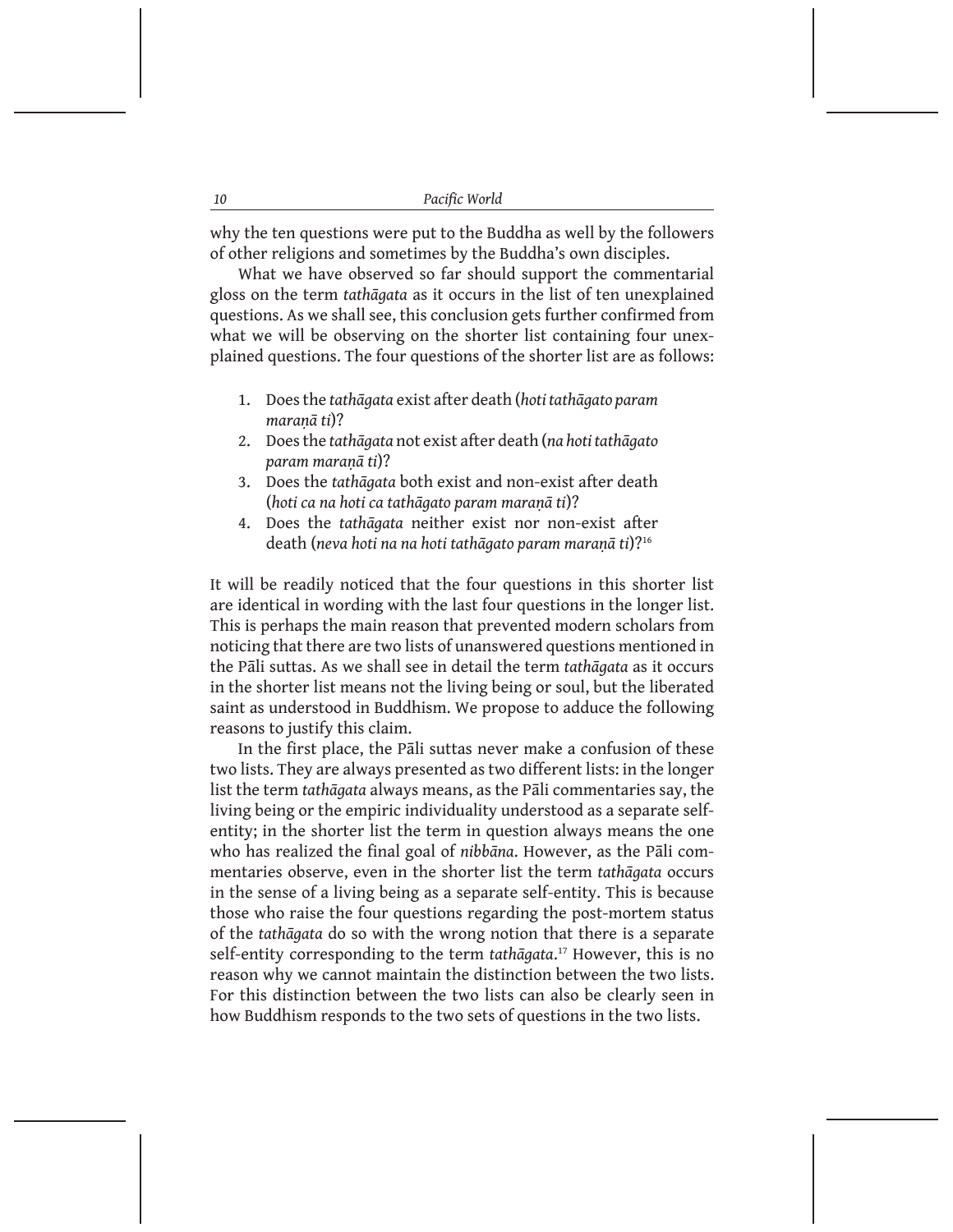why the ten questions were put to the Buddha as well by the followers of other religions and sometimes by the Buddha's own disciples.

What we have observed so far should support the commentarial gloss on the term *tathāgata* as it occurs in the list of ten unexplained questions. As we shall see, this conclusion gets further confirmed from what we will be observing on the shorter list containing four unexplained questions. The four questions of the shorter list are as follows:

1. Does the *tathāgata* exist after death (*hoti tathāgato param maraṇā ti*)?
2. Does the *tathāgata* not exist after death (*na hoti tathāgato param maraṇā ti*)?
3. Does the *tathāgata* both exist and non-exist after death (*hoti ca na hoti ca tathāgato param maraṇā ti*)?
4. Does the *tathāgata* neither exist nor non-exist after death (*neva hoti na na hoti tathāgato param maraṇā ti*)?[16]

It will be readily noticed that the four questions in this shorter list are identical in wording with the last four questions in the longer list. This is perhaps the main reason that prevented modern scholars from noticing that there are two lists of unanswered questions mentioned in the Pāli suttas. As we shall see in detail the term *tathāgata* as it occurs in the shorter list means not the living being or soul, but the liberated saint as understood in Buddhism. We propose to adduce the following reasons to justify this claim.

In the first place, the Pāli suttas never make a confusion of these two lists. They are always presented as two different lists: in the longer list the term *tathāgata* always means, as the Pāli commentaries say, the living being or the empiric individuality understood as a separate self-entity; in the shorter list the term in question always means the one who has realized the final goal of *nibbāna*. However, as the Pāli commentaries observe, even in the shorter list the term *tathāgata* occurs in the sense of a living being as a separate self-entity. This is because those who raise the four questions regarding the post-mortem status of the *tathāgata* do so with the wrong notion that there is a separate self-entity corresponding to the term *tathāgata*.[17] However, this is no reason why we cannot maintain the distinction between the two lists. For this distinction between the two lists can also be clearly seen in how Buddhism responds to the two sets of questions in the two lists.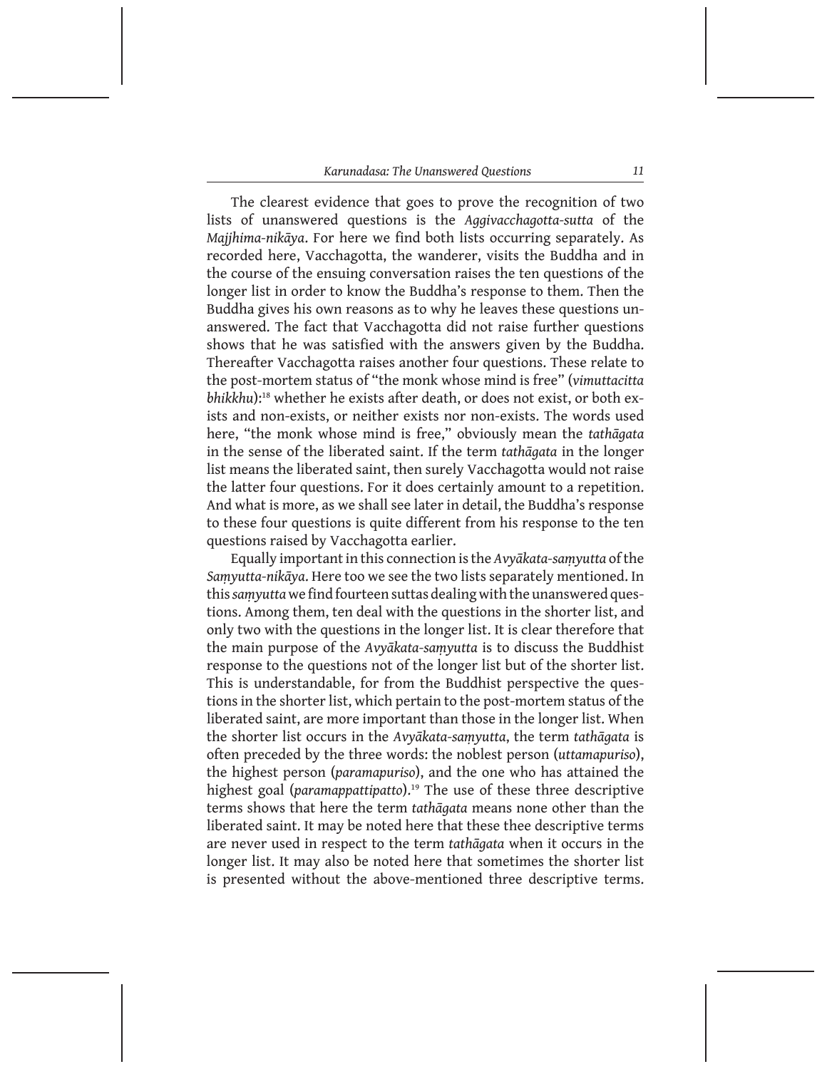The clearest evidence that goes to prove the recognition of two lists of unanswered questions is the *Aggivacchagotta-sutta* of the *Majjhima-nikāya*. For here we find both lists occurring separately. As recorded here, Vacchagotta, the wanderer, visits the Buddha and in the course of the ensuing conversation raises the ten questions of the longer list in order to know the Buddha's response to them. Then the Buddha gives his own reasons as to why he leaves these questions unanswered. The fact that Vacchagotta did not raise further questions shows that he was satisfied with the answers given by the Buddha. Thereafter Vacchagotta raises another four questions. These relate to the post-mortem status of "the monk whose mind is free" (*vimuttacitta bhikkhu*):[18] whether he exists after death, or does not exist, or both exists and non-exists, or neither exists nor non-exists. The words used here, "the monk whose mind is free," obviously mean the *tathāgata* in the sense of the liberated saint. If the term *tathāgata* in the longer list means the liberated saint, then surely Vacchagotta would not raise the latter four questions. For it does certainly amount to a repetition. And what is more, as we shall see later in detail, the Buddha's response to these four questions is quite different from his response to the ten questions raised by Vacchagotta earlier.

Equally important in this connection is the *Avyākata-saṃyutta* of the *Saṃyutta-nikāya*. Here too we see the two lists separately mentioned. In this *saṃyutta* we find fourteen suttas dealing with the unanswered questions. Among them, ten deal with the questions in the shorter list, and only two with the questions in the longer list. It is clear therefore that the main purpose of the *Avyākata-saṃyutta* is to discuss the Buddhist response to the questions not of the longer list but of the shorter list. This is understandable, for from the Buddhist perspective the questions in the shorter list, which pertain to the post-mortem status of the liberated saint, are more important than those in the longer list. When the shorter list occurs in the *Avyākata-saṃyutta*, the term *tathāgata* is often preceded by the three words: the noblest person (*uttamapuriso*), the highest person (*paramapuriso*), and the one who has attained the highest goal (*paramappattipatto*).[19] The use of these three descriptive terms shows that here the term *tathāgata* means none other than the liberated saint. It may be noted here that these thee descriptive terms are never used in respect to the term *tathāgata* when it occurs in the longer list. It may also be noted here that sometimes the shorter list is presented without the above-mentioned three descriptive terms.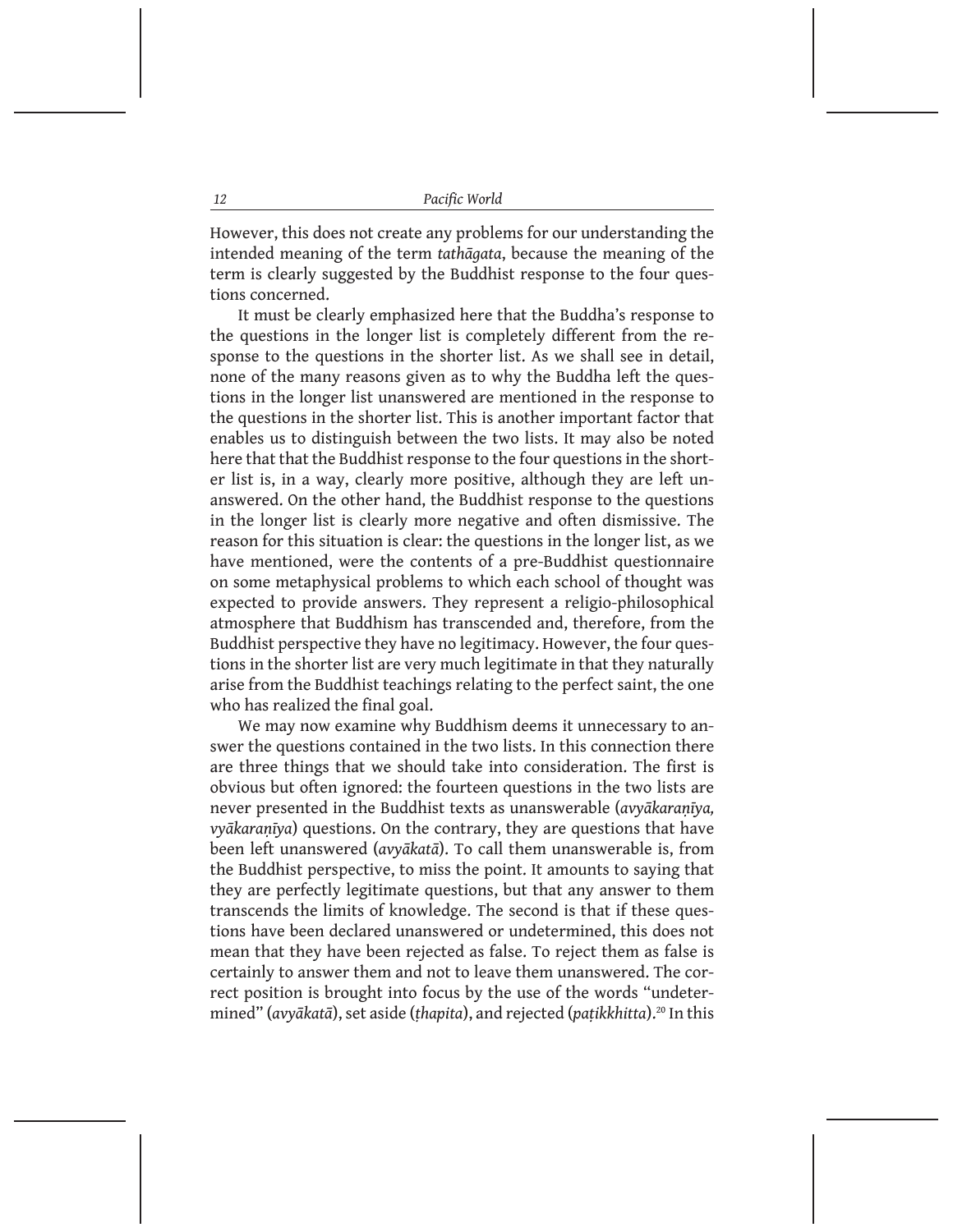However, this does not create any problems for our understanding the intended meaning of the term *tathāgata*, because the meaning of the term is clearly suggested by the Buddhist response to the four questions concerned.

It must be clearly emphasized here that the Buddha's response to the questions in the longer list is completely different from the response to the questions in the shorter list. As we shall see in detail, none of the many reasons given as to why the Buddha left the questions in the longer list unanswered are mentioned in the response to the questions in the shorter list. This is another important factor that enables us to distinguish between the two lists. It may also be noted here that that the Buddhist response to the four questions in the shorter list is, in a way, clearly more positive, although they are left unanswered. On the other hand, the Buddhist response to the questions in the longer list is clearly more negative and often dismissive. The reason for this situation is clear: the questions in the longer list, as we have mentioned, were the contents of a pre-Buddhist questionnaire on some metaphysical problems to which each school of thought was expected to provide answers. They represent a religio-philosophical atmosphere that Buddhism has transcended and, therefore, from the Buddhist perspective they have no legitimacy. However, the four questions in the shorter list are very much legitimate in that they naturally arise from the Buddhist teachings relating to the perfect saint, the one who has realized the final goal.

We may now examine why Buddhism deems it unnecessary to answer the questions contained in the two lists. In this connection there are three things that we should take into consideration. The first is obvious but often ignored: the fourteen questions in the two lists are never presented in the Buddhist texts as unanswerable (*avyākaraṇīya, vyākaraṇīya*) questions. On the contrary, they are questions that have been left unanswered (*avyākatā*). To call them unanswerable is, from the Buddhist perspective, to miss the point. It amounts to saying that they are perfectly legitimate questions, but that any answer to them transcends the limits of knowledge. The second is that if these questions have been declared unanswered or undetermined, this does not mean that they have been rejected as false. To reject them as false is certainly to answer them and not to leave them unanswered. The correct position is brought into focus by the use of the words "undetermined" (*avyākatā*), set aside (*ṭhapita*), and rejected (*paṭikkhitta*).[20] In this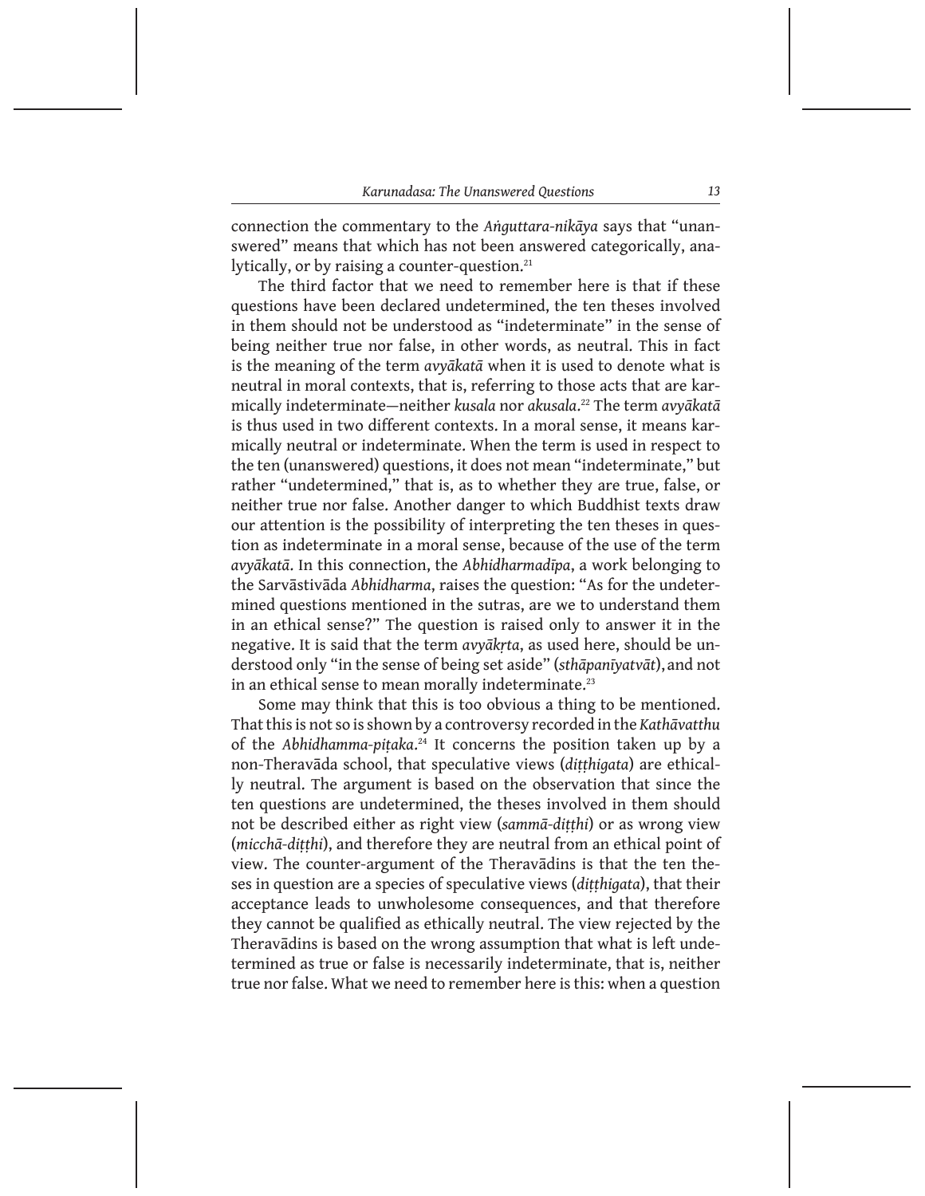connection the commentary to the *Aṅguttara-nikāya* says that "unanswered" means that which has not been answered categorically, analytically, or by raising a counter-question.[21]

The third factor that we need to remember here is that if these questions have been declared undetermined, the ten theses involved in them should not be understood as "indeterminate" in the sense of being neither true nor false, in other words, as neutral. This in fact is the meaning of the term *avyākatā* when it is used to denote what is neutral in moral contexts, that is, referring to those acts that are karmically indeterminate—neither *kusala* nor *akusala*.[22] The term *avyākatā* is thus used in two different contexts. In a moral sense, it means karmically neutral or indeterminate. When the term is used in respect to the ten (unanswered) questions, it does not mean "indeterminate," but rather "undetermined," that is, as to whether they are true, false, or neither true nor false. Another danger to which Buddhist texts draw our attention is the possibility of interpreting the ten theses in question as indeterminate in a moral sense, because of the use of the term *avyākatā*. In this connection, the *Abhidharmadīpa*, a work belonging to the Sarvāstivāda *Abhidharma*, raises the question: "As for the undetermined questions mentioned in the sutras, are we to understand them in an ethical sense?" The question is raised only to answer it in the negative. It is said that the term *avyākṛta*, as used here, should be understood only "in the sense of being set aside" (*sthāpanīyatvāt*), and not in an ethical sense to mean morally indeterminate.[23]

Some may think that this is too obvious a thing to be mentioned. That this is not so is shown by a controversy recorded in the *Kathāvatthu* of the *Abhidhamma-piṭaka*.[24] It concerns the position taken up by a non-Theravāda school, that speculative views (*diṭṭhigata*) are ethically neutral. The argument is based on the observation that since the ten questions are undetermined, the theses involved in them should not be described either as right view (*sammā-diṭṭhi*) or as wrong view (*micchā-diṭṭhi*), and therefore they are neutral from an ethical point of view. The counter-argument of the Theravādins is that the ten theses in question are a species of speculative views (*diṭṭhigata*), that their acceptance leads to unwholesome consequences, and that therefore they cannot be qualified as ethically neutral. The view rejected by the Theravādins is based on the wrong assumption that what is left undetermined as true or false is necessarily indeterminate, that is, neither true nor false. What we need to remember here is this: when a question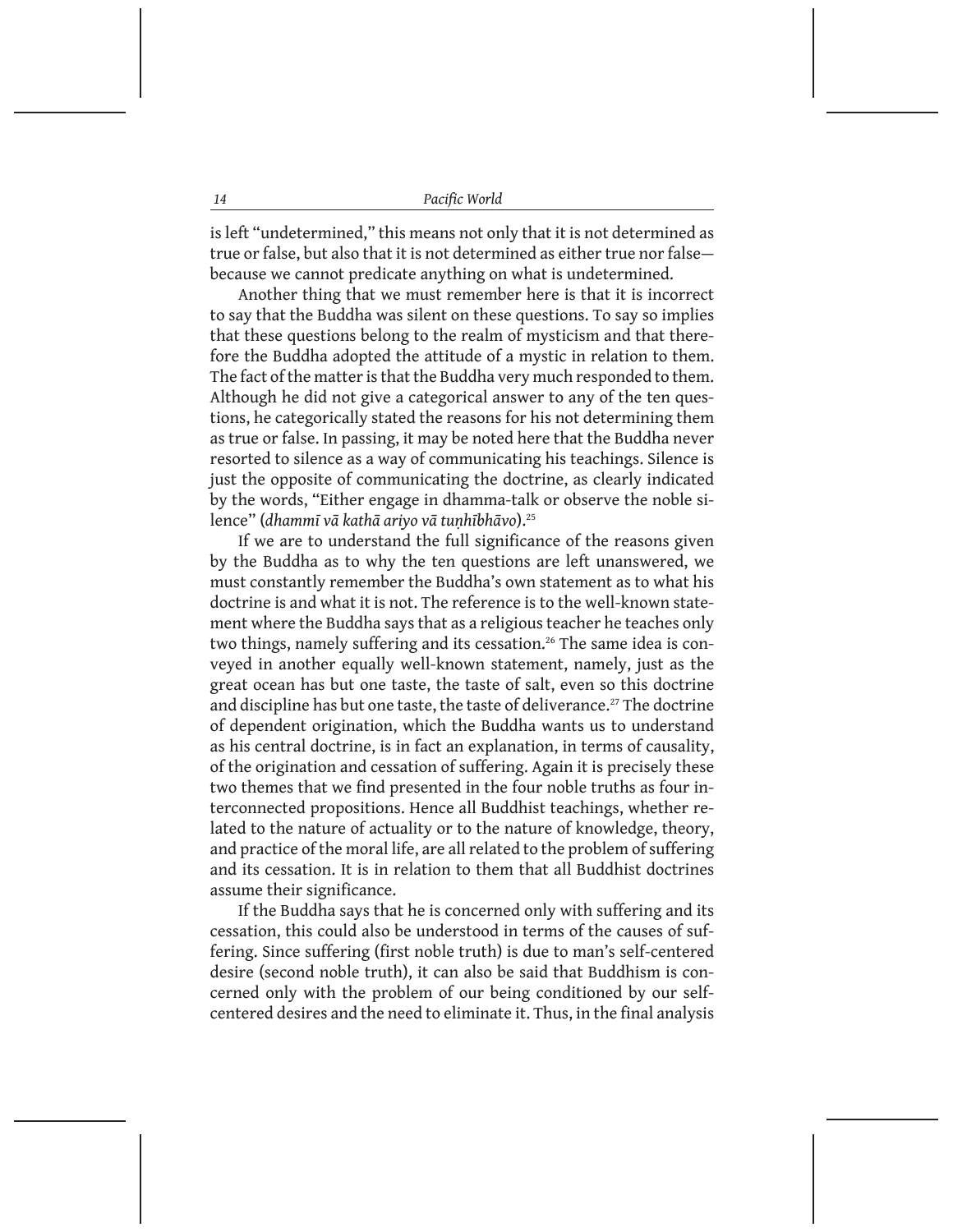is left "undetermined," this means not only that it is not determined as true or false, but also that it is not determined as either true nor false—because we cannot predicate anything on what is undetermined.

Another thing that we must remember here is that it is incorrect to say that the Buddha was silent on these questions. To say so implies that these questions belong to the realm of mysticism and that therefore the Buddha adopted the attitude of a mystic in relation to them. The fact of the matter is that the Buddha very much responded to them. Although he did not give a categorical answer to any of the ten questions, he categorically stated the reasons for his not determining them as true or false. In passing, it may be noted here that the Buddha never resorted to silence as a way of communicating his teachings. Silence is just the opposite of communicating the doctrine, as clearly indicated by the words, "Either engage in dhamma-talk or observe the noble silence" (*dhammī vā kathā ariyo vā tuṇhībhāvo*).[25]

If we are to understand the full significance of the reasons given by the Buddha as to why the ten questions are left unanswered, we must constantly remember the Buddha's own statement as to what his doctrine is and what it is not. The reference is to the well-known statement where the Buddha says that as a religious teacher he teaches only two things, namely suffering and its cessation.[26] The same idea is conveyed in another equally well-known statement, namely, just as the great ocean has but one taste, the taste of salt, even so this doctrine and discipline has but one taste, the taste of deliverance.[27] The doctrine of dependent origination, which the Buddha wants us to understand as his central doctrine, is in fact an explanation, in terms of causality, of the origination and cessation of suffering. Again it is precisely these two themes that we find presented in the four noble truths as four interconnected propositions. Hence all Buddhist teachings, whether related to the nature of actuality or to the nature of knowledge, theory, and practice of the moral life, are all related to the problem of suffering and its cessation. It is in relation to them that all Buddhist doctrines assume their significance.

If the Buddha says that he is concerned only with suffering and its cessation, this could also be understood in terms of the causes of suffering. Since suffering (first noble truth) is due to man's self-centered desire (second noble truth), it can also be said that Buddhism is concerned only with the problem of our being conditioned by our self-centered desires and the need to eliminate it. Thus, in the final analysis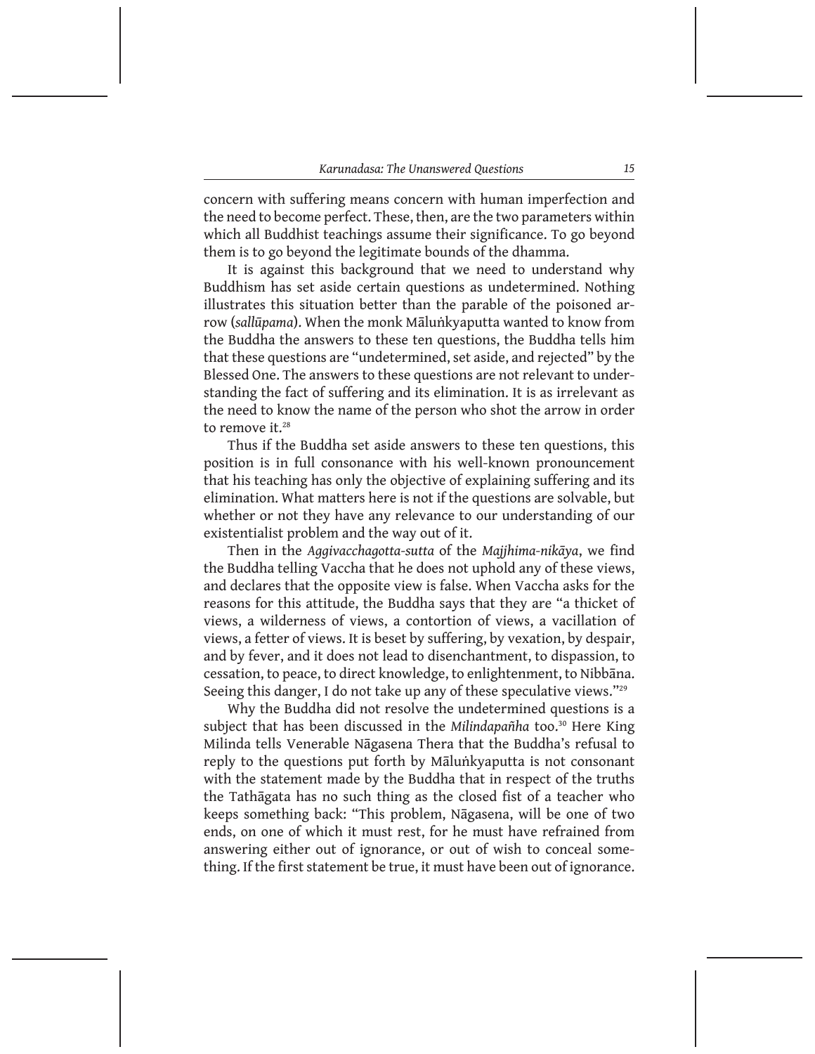concern with suffering means concern with human imperfection and the need to become perfect. These, then, are the two parameters within which all Buddhist teachings assume their significance. To go beyond them is to go beyond the legitimate bounds of the dhamma.

It is against this background that we need to understand why Buddhism has set aside certain questions as undetermined. Nothing illustrates this situation better than the parable of the poisoned arrow (*sallūpama*). When the monk Māluṅkyaputta wanted to know from the Buddha the answers to these ten questions, the Buddha tells him that these questions are "undetermined, set aside, and rejected" by the Blessed One. The answers to these questions are not relevant to understanding the fact of suffering and its elimination. It is as irrelevant as the need to know the name of the person who shot the arrow in order to remove it.[28]

Thus if the Buddha set aside answers to these ten questions, this position is in full consonance with his well-known pronouncement that his teaching has only the objective of explaining suffering and its elimination. What matters here is not if the questions are solvable, but whether or not they have any relevance to our understanding of our existentialist problem and the way out of it.

Then in the *Aggivacchagotta-sutta* of the *Majjhima-nikāya*, we find the Buddha telling Vaccha that he does not uphold any of these views, and declares that the opposite view is false. When Vaccha asks for the reasons for this attitude, the Buddha says that they are "a thicket of views, a wilderness of views, a contortion of views, a vacillation of views, a fetter of views. It is beset by suffering, by vexation, by despair, and by fever, and it does not lead to disenchantment, to dispassion, to cessation, to peace, to direct knowledge, to enlightenment, to Nibbāna. Seeing this danger, I do not take up any of these speculative views."[29]

Why the Buddha did not resolve the undetermined questions is a subject that has been discussed in the *Milindapañha* too.[30] Here King Milinda tells Venerable Nāgasena Thera that the Buddha's refusal to reply to the questions put forth by Māluṅkyaputta is not consonant with the statement made by the Buddha that in respect of the truths the Tathāgata has no such thing as the closed fist of a teacher who keeps something back: "This problem, Nāgasena, will be one of two ends, on one of which it must rest, for he must have refrained from answering either out of ignorance, or out of wish to conceal something. If the first statement be true, it must have been out of ignorance.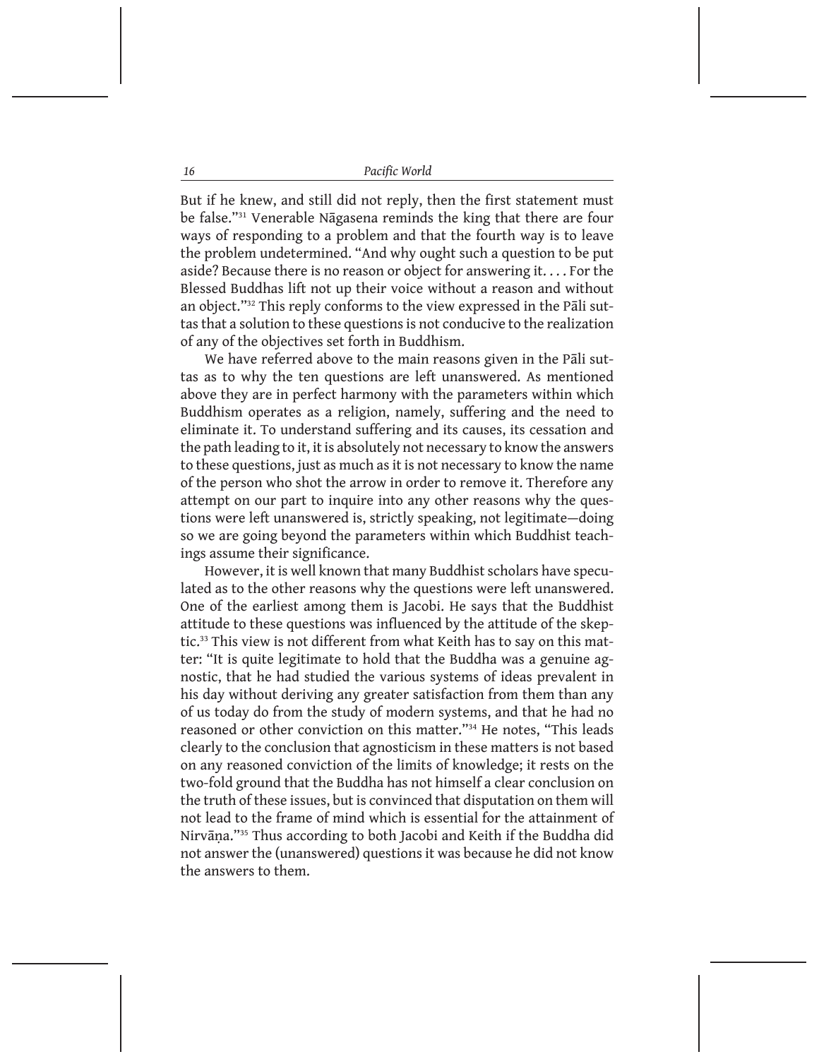But if he knew, and still did not reply, then the first statement must be false."[31] Venerable Nāgasena reminds the king that there are four ways of responding to a problem and that the fourth way is to leave the problem undetermined. "And why ought such a question to be put aside? Because there is no reason or object for answering it. . . . For the Blessed Buddhas lift not up their voice without a reason and without an object."[32] This reply conforms to the view expressed in the Pāli suttas that a solution to these questions is not conducive to the realization of any of the objectives set forth in Buddhism.

We have referred above to the main reasons given in the Pāli suttas as to why the ten questions are left unanswered. As mentioned above they are in perfect harmony with the parameters within which Buddhism operates as a religion, namely, suffering and the need to eliminate it. To understand suffering and its causes, its cessation and the path leading to it, it is absolutely not necessary to know the answers to these questions, just as much as it is not necessary to know the name of the person who shot the arrow in order to remove it. Therefore any attempt on our part to inquire into any other reasons why the questions were left unanswered is, strictly speaking, not legitimate—doing so we are going beyond the parameters within which Buddhist teachings assume their significance.

However, it is well known that many Buddhist scholars have speculated as to the other reasons why the questions were left unanswered. One of the earliest among them is Jacobi. He says that the Buddhist attitude to these questions was influenced by the attitude of the skeptic.[33] This view is not different from what Keith has to say on this matter: "It is quite legitimate to hold that the Buddha was a genuine agnostic, that he had studied the various systems of ideas prevalent in his day without deriving any greater satisfaction from them than any of us today do from the study of modern systems, and that he had no reasoned or other conviction on this matter."[34] He notes, "This leads clearly to the conclusion that agnosticism in these matters is not based on any reasoned conviction of the limits of knowledge; it rests on the two-fold ground that the Buddha has not himself a clear conclusion on the truth of these issues, but is convinced that disputation on them will not lead to the frame of mind which is essential for the attainment of Nirvāṇa."[35] Thus according to both Jacobi and Keith if the Buddha did not answer the (unanswered) questions it was because he did not know the answers to them.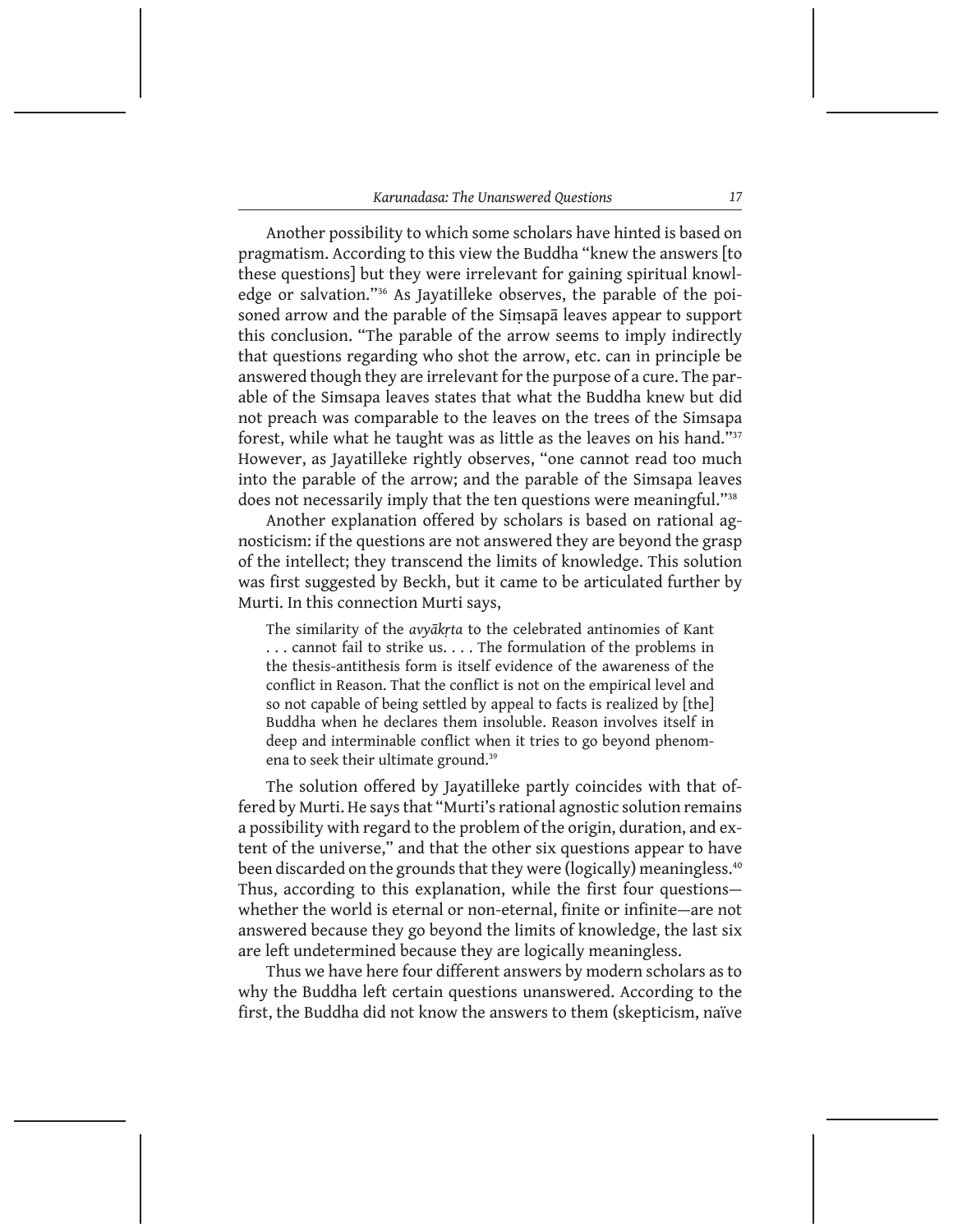Another possibility to which some scholars have hinted is based on pragmatism. According to this view the Buddha "knew the answers [to these questions] but they were irrelevant for gaining spiritual knowledge or salvation."[36] As Jayatilleke observes, the parable of the poisoned arrow and the parable of the Siṃsapā leaves appear to support this conclusion. "The parable of the arrow seems to imply indirectly that questions regarding who shot the arrow, etc. can in principle be answered though they are irrelevant for the purpose of a cure. The parable of the Simsapa leaves states that what the Buddha knew but did not preach was comparable to the leaves on the trees of the Simsapa forest, while what he taught was as little as the leaves on his hand."[37] However, as Jayatilleke rightly observes, "one cannot read too much into the parable of the arrow; and the parable of the Simsapa leaves does not necessarily imply that the ten questions were meaningful."[38]

Another explanation offered by scholars is based on rational agnosticism: if the questions are not answered they are beyond the grasp of the intellect; they transcend the limits of knowledge. This solution was first suggested by Beckh, but it came to be articulated further by Murti. In this connection Murti says,

> The similarity of the *avyākṛta* to the celebrated antinomies of Kant . . . cannot fail to strike us. . . . The formulation of the problems in the thesis-antithesis form is itself evidence of the awareness of the conflict in Reason. That the conflict is not on the empirical level and so not capable of being settled by appeal to facts is realized by [the] Buddha when he declares them insoluble. Reason involves itself in deep and interminable conflict when it tries to go beyond phenomena to seek their ultimate ground.[39]

The solution offered by Jayatilleke partly coincides with that offered by Murti. He says that "Murti's rational agnostic solution remains a possibility with regard to the problem of the origin, duration, and extent of the universe," and that the other six questions appear to have been discarded on the grounds that they were (logically) meaningless.[40] Thus, according to this explanation, while the first four questions—whether the world is eternal or non-eternal, finite or infinite—are not answered because they go beyond the limits of knowledge, the last six are left undetermined because they are logically meaningless.

Thus we have here four different answers by modern scholars as to why the Buddha left certain questions unanswered. According to the first, the Buddha did not know the answers to them (skepticism, naïve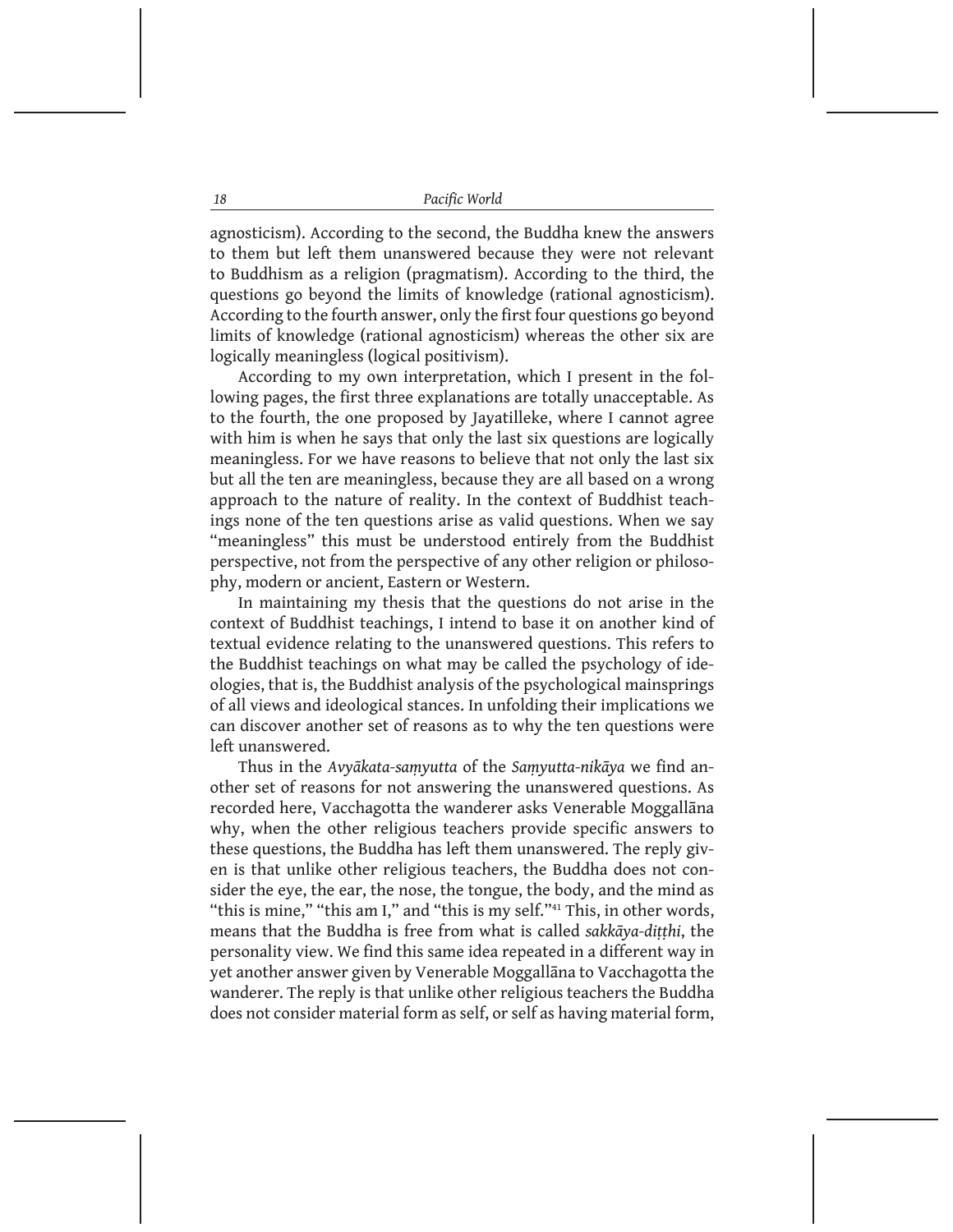agnosticism). According to the second, the Buddha knew the answers to them but left them unanswered because they were not relevant to Buddhism as a religion (pragmatism). According to the third, the questions go beyond the limits of knowledge (rational agnosticism). According to the fourth answer, only the first four questions go beyond limits of knowledge (rational agnosticism) whereas the other six are logically meaningless (logical positivism).

According to my own interpretation, which I present in the following pages, the first three explanations are totally unacceptable. As to the fourth, the one proposed by Jayatilleke, where I cannot agree with him is when he says that only the last six questions are logically meaningless. For we have reasons to believe that not only the last six but all the ten are meaningless, because they are all based on a wrong approach to the nature of reality. In the context of Buddhist teachings none of the ten questions arise as valid questions. When we say "meaningless" this must be understood entirely from the Buddhist perspective, not from the perspective of any other religion or philosophy, modern or ancient, Eastern or Western.

In maintaining my thesis that the questions do not arise in the context of Buddhist teachings, I intend to base it on another kind of textual evidence relating to the unanswered questions. This refers to the Buddhist teachings on what may be called the psychology of ideologies, that is, the Buddhist analysis of the psychological mainsprings of all views and ideological stances. In unfolding their implications we can discover another set of reasons as to why the ten questions were left unanswered.

Thus in the *Avyākata-saṃyutta* of the *Saṃyutta-nikāya* we find another set of reasons for not answering the unanswered questions. As recorded here, Vacchagotta the wanderer asks Venerable Moggallāna why, when the other religious teachers provide specific answers to these questions, the Buddha has left them unanswered. The reply given is that unlike other religious teachers, the Buddha does not consider the eye, the ear, the nose, the tongue, the body, and the mind as "this is mine," "this am I," and "this is my self."[41] This, in other words, means that the Buddha is free from what is called *sakkāya-diṭṭhi*, the personality view. We find this same idea repeated in a different way in yet another answer given by Venerable Moggallāna to Vacchagotta the wanderer. The reply is that unlike other religious teachers the Buddha does not consider material form as self, or self as having material form,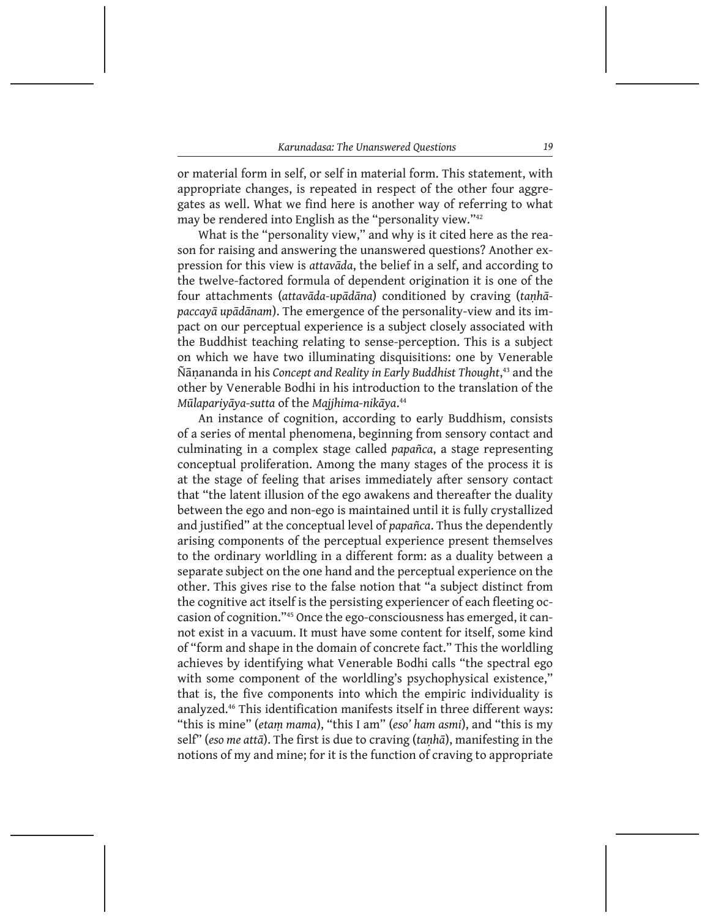or material form in self, or self in material form. This statement, with appropriate changes, is repeated in respect of the other four aggregates as well. What we find here is another way of referring to what may be rendered into English as the "personality view."[42]

What is the "personality view," and why is it cited here as the reason for raising and answering the unanswered questions? Another expression for this view is *attavāda*, the belief in a self, and according to the twelve-factored formula of dependent origination it is one of the four attachments (*attavāda-upādāna*) conditioned by craving (*taṇhā-paccayā upādānam*). The emergence of the personality-view and its impact on our perceptual experience is a subject closely associated with the Buddhist teaching relating to sense-perception. This is a subject on which we have two illuminating disquisitions: one by Venerable Ñāṇananda in his *Concept and Reality in Early Buddhist Thought*,[43] and the other by Venerable Bodhi in his introduction to the translation of the *Mūlapariyāya-sutta* of the *Majjhima-nikāya*.[44]

An instance of cognition, according to early Buddhism, consists of a series of mental phenomena, beginning from sensory contact and culminating in a complex stage called *papañca*, a stage representing conceptual proliferation. Among the many stages of the process it is at the stage of feeling that arises immediately after sensory contact that "the latent illusion of the ego awakens and thereafter the duality between the ego and non-ego is maintained until it is fully crystallized and justified" at the conceptual level of *papañca*. Thus the dependently arising components of the perceptual experience present themselves to the ordinary worldling in a different form: as a duality between a separate subject on the one hand and the perceptual experience on the other. This gives rise to the false notion that "a subject distinct from the cognitive act itself is the persisting experiencer of each fleeting occasion of cognition."[45] Once the ego-consciousness has emerged, it cannot exist in a vacuum. It must have some content for itself, some kind of "form and shape in the domain of concrete fact." This the worldling achieves by identifying what Venerable Bodhi calls "the spectral ego with some component of the worldling's psychophysical existence," that is, the five components into which the empiric individuality is analyzed.[46] This identification manifests itself in three different ways: "this is mine" (*etaṃ mama*), "this I am" (*eso' ham asmi*), and "this is my self" (*eso me attā*). The first is due to craving (*taṇhā*), manifesting in the notions of my and mine; for it is the function of craving to appropriate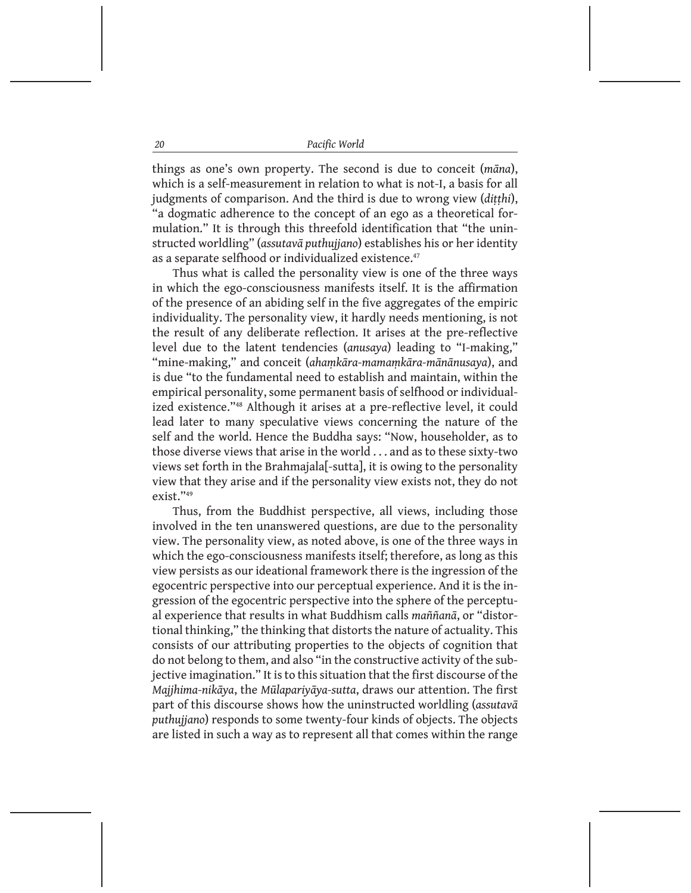things as one's own property. The second is due to conceit (*māna*), which is a self-measurement in relation to what is not-I, a basis for all judgments of comparison. And the third is due to wrong view (*diṭṭhi*), "a dogmatic adherence to the concept of an ego as a theoretical formulation." It is through this threefold identification that "the uninstructed worldling" (*assutavā puthujjano*) establishes his or her identity as a separate selfhood or individualized existence.[47]

Thus what is called the personality view is one of the three ways in which the ego-consciousness manifests itself. It is the affirmation of the presence of an abiding self in the five aggregates of the empiric individuality. The personality view, it hardly needs mentioning, is not the result of any deliberate reflection. It arises at the pre-reflective level due to the latent tendencies (*anusaya*) leading to "I-making," "mine-making," and conceit (*ahaṃkāra-mamaṃkāra-mānānusaya*), and is due "to the fundamental need to establish and maintain, within the empirical personality, some permanent basis of selfhood or individualized existence."[48] Although it arises at a pre-reflective level, it could lead later to many speculative views concerning the nature of the self and the world. Hence the Buddha says: "Now, householder, as to those diverse views that arise in the world . . . and as to these sixty-two views set forth in the Brahmajala[-sutta], it is owing to the personality view that they arise and if the personality view exists not, they do not exist."[49]

Thus, from the Buddhist perspective, all views, including those involved in the ten unanswered questions, are due to the personality view. The personality view, as noted above, is one of the three ways in which the ego-consciousness manifests itself; therefore, as long as this view persists as our ideational framework there is the ingression of the egocentric perspective into our perceptual experience. And it is the ingression of the egocentric perspective into the sphere of the perceptual experience that results in what Buddhism calls *maññanā*, or "distortional thinking," the thinking that distorts the nature of actuality. This consists of our attributing properties to the objects of cognition that do not belong to them, and also "in the constructive activity of the subjective imagination." It is to this situation that the first discourse of the *Majjhima-nikāya*, the *Mūlapariyāya-sutta*, draws our attention. The first part of this discourse shows how the uninstructed worldling (*assutavā puthujjano*) responds to some twenty-four kinds of objects. The objects are listed in such a way as to represent all that comes within the range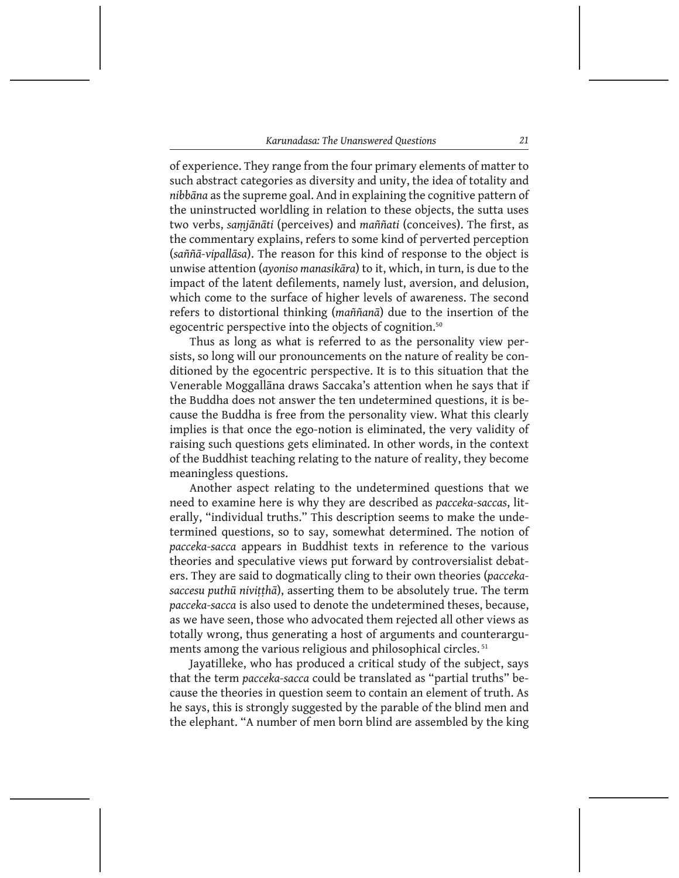of experience. They range from the four primary elements of matter to such abstract categories as diversity and unity, the idea of totality and *nibbāna* as the supreme goal. And in explaining the cognitive pattern of the uninstructed worldling in relation to these objects, the sutta uses two verbs, *saṃjānāti* (perceives) and *maññati* (conceives). The first, as the commentary explains, refers to some kind of perverted perception (*saññā-vipallāsa*). The reason for this kind of response to the object is unwise attention (*ayoniso manasikāra*) to it, which, in turn, is due to the impact of the latent defilements, namely lust, aversion, and delusion, which come to the surface of higher levels of awareness. The second refers to distortional thinking (*maññanā*) due to the insertion of the egocentric perspective into the objects of cognition.[50]

Thus as long as what is referred to as the personality view persists, so long will our pronouncements on the nature of reality be conditioned by the egocentric perspective. It is to this situation that the Venerable Moggallāna draws Saccaka's attention when he says that if the Buddha does not answer the ten undetermined questions, it is because the Buddha is free from the personality view. What this clearly implies is that once the ego-notion is eliminated, the very validity of raising such questions gets eliminated. In other words, in the context of the Buddhist teaching relating to the nature of reality, they become meaningless questions.

Another aspect relating to the undetermined questions that we need to examine here is why they are described as *pacceka-saccas*, literally, "individual truths." This description seems to make the undetermined questions, so to say, somewhat determined. The notion of *pacceka-sacca* appears in Buddhist texts in reference to the various theories and speculative views put forward by controversialist debaters. They are said to dogmatically cling to their own theories (*pacceka-saccesu puthū niviṭṭhā*), asserting them to be absolutely true. The term *pacceka-sacca* is also used to denote the undetermined theses, because, as we have seen, those who advocated them rejected all other views as totally wrong, thus generating a host of arguments and counterarguments among the various religious and philosophical circles.[51]

Jayatilleke, who has produced a critical study of the subject, says that the term *pacceka-sacca* could be translated as "partial truths" because the theories in question seem to contain an element of truth. As he says, this is strongly suggested by the parable of the blind men and the elephant. "A number of men born blind are assembled by the king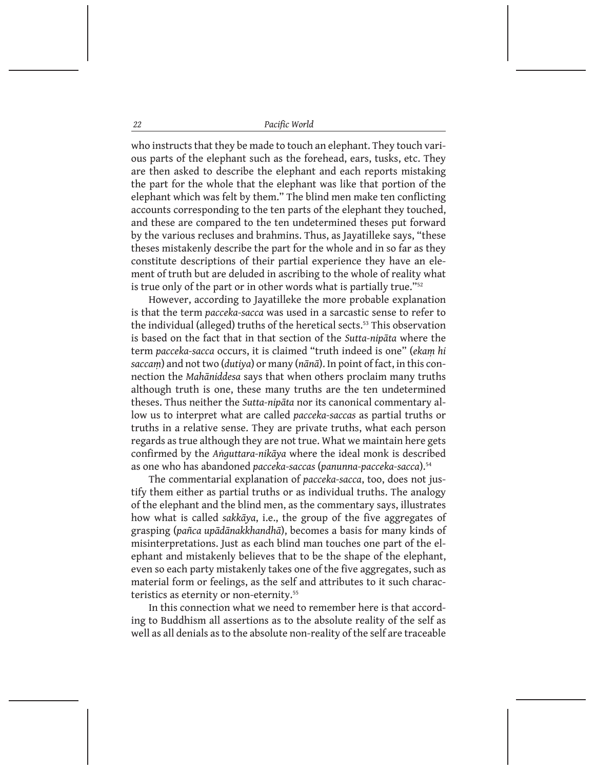who instructs that they be made to touch an elephant. They touch various parts of the elephant such as the forehead, ears, tusks, etc. They are then asked to describe the elephant and each reports mistaking the part for the whole that the elephant was like that portion of the elephant which was felt by them." The blind men make ten conflicting accounts corresponding to the ten parts of the elephant they touched, and these are compared to the ten undetermined theses put forward by the various recluses and brahmins. Thus, as Jayatilleke says, "these theses mistakenly describe the part for the whole and in so far as they constitute descriptions of their partial experience they have an element of truth but are deluded in ascribing to the whole of reality what is true only of the part or in other words what is partially true."[52]

However, according to Jayatilleke the more probable explanation is that the term *pacceka-sacca* was used in a sarcastic sense to refer to the individual (alleged) truths of the heretical sects.[53] This observation is based on the fact that in that section of the *Sutta-nipāta* where the term *pacceka-sacca* occurs, it is claimed "truth indeed is one" (*ekaṃ hi saccaṃ*) and not two (*dutiya*) or many (*nānā*). In point of fact, in this connection the *Mahāniddesa* says that when others proclaim many truths although truth is one, these many truths are the ten undetermined theses. Thus neither the *Sutta-nipāta* nor its canonical commentary allow us to interpret what are called *pacceka-saccas* as partial truths or truths in a relative sense. They are private truths, what each person regards as true although they are not true. What we maintain here gets confirmed by the *Aṅguttara-nikāya* where the ideal monk is described as one who has abandoned *pacceka-saccas* (*panunna-pacceka-sacca*).[54]

The commentarial explanation of *pacceka-sacca*, too, does not justify them either as partial truths or as individual truths. The analogy of the elephant and the blind men, as the commentary says, illustrates how what is called *sakkāya*, i.e., the group of the five aggregates of grasping (*pañca upādānakkhandhā*), becomes a basis for many kinds of misinterpretations. Just as each blind man touches one part of the elephant and mistakenly believes that to be the shape of the elephant, even so each party mistakenly takes one of the five aggregates, such as material form or feelings, as the self and attributes to it such characteristics as eternity or non-eternity.[55]

In this connection what we need to remember here is that according to Buddhism all assertions as to the absolute reality of the self as well as all denials as to the absolute non-reality of the self are traceable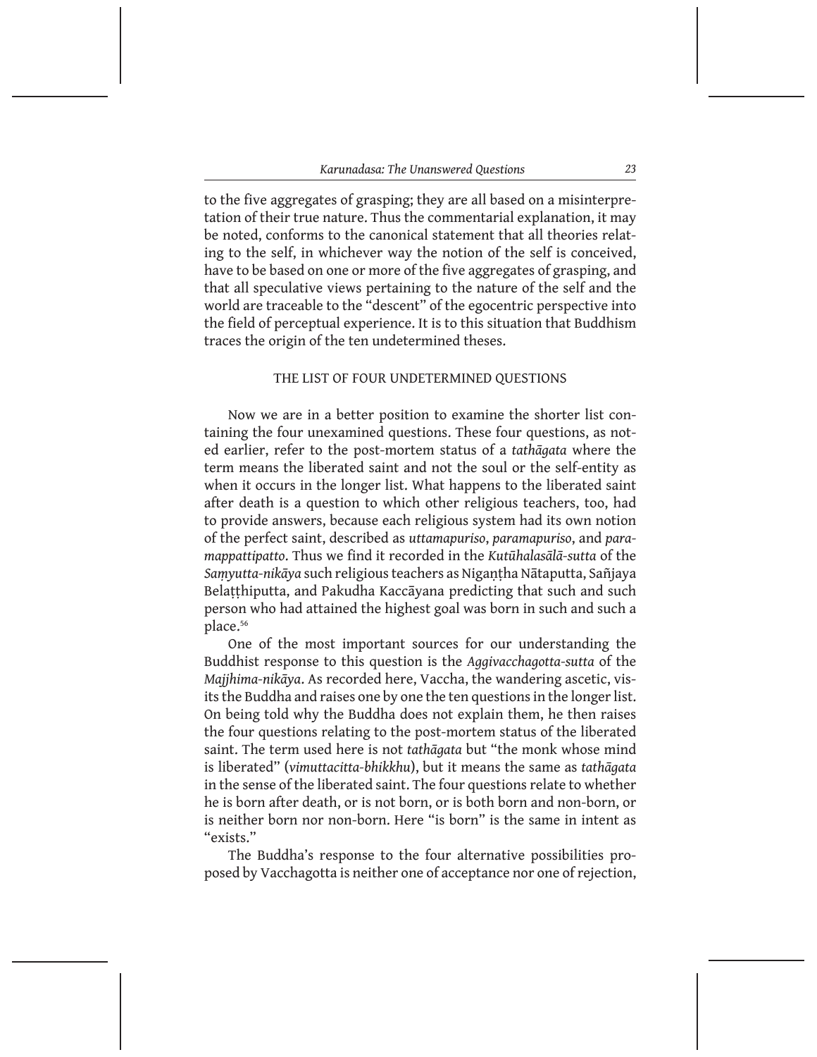to the five aggregates of grasping; they are all based on a misinterpretation of their true nature. Thus the commentarial explanation, it may be noted, conforms to the canonical statement that all theories relating to the self, in whichever way the notion of the self is conceived, have to be based on one or more of the five aggregates of grasping, and that all speculative views pertaining to the nature of the self and the world are traceable to the "descent" of the egocentric perspective into the field of perceptual experience. It is to this situation that Buddhism traces the origin of the ten undetermined theses.

## THE LIST OF FOUR UNDETERMINED QUESTIONS

Now we are in a better position to examine the shorter list containing the four unexamined questions. These four questions, as noted earlier, refer to the post-mortem status of a *tathāgata* where the term means the liberated saint and not the soul or the self-entity as when it occurs in the longer list. What happens to the liberated saint after death is a question to which other religious teachers, too, had to provide answers, because each religious system had its own notion of the perfect saint, described as *uttamapuriso*, *paramapuriso*, and *paramappattipatto*. Thus we find it recorded in the *Kutūhalasālā-sutta* of the *Saṃyutta-nikāya* such religious teachers as Nigaṇṭha Nātaputta, Sañjaya Belaṭṭhiputta, and Pakudha Kaccāyana predicting that such and such person who had attained the highest goal was born in such and such a place.[56]

One of the most important sources for our understanding the Buddhist response to this question is the *Aggivacchagotta-sutta* of the *Majjhima-nikāya*. As recorded here, Vaccha, the wandering ascetic, visits the Buddha and raises one by one the ten questions in the longer list. On being told why the Buddha does not explain them, he then raises the four questions relating to the post-mortem status of the liberated saint. The term used here is not *tathāgata* but "the monk whose mind is liberated" (*vimuttacitta-bhikkhu*), but it means the same as *tathāgata* in the sense of the liberated saint. The four questions relate to whether he is born after death, or is not born, or is both born and non-born, or is neither born nor non-born. Here "is born" is the same in intent as "exists."

The Buddha's response to the four alternative possibilities proposed by Vacchagotta is neither one of acceptance nor one of rejection,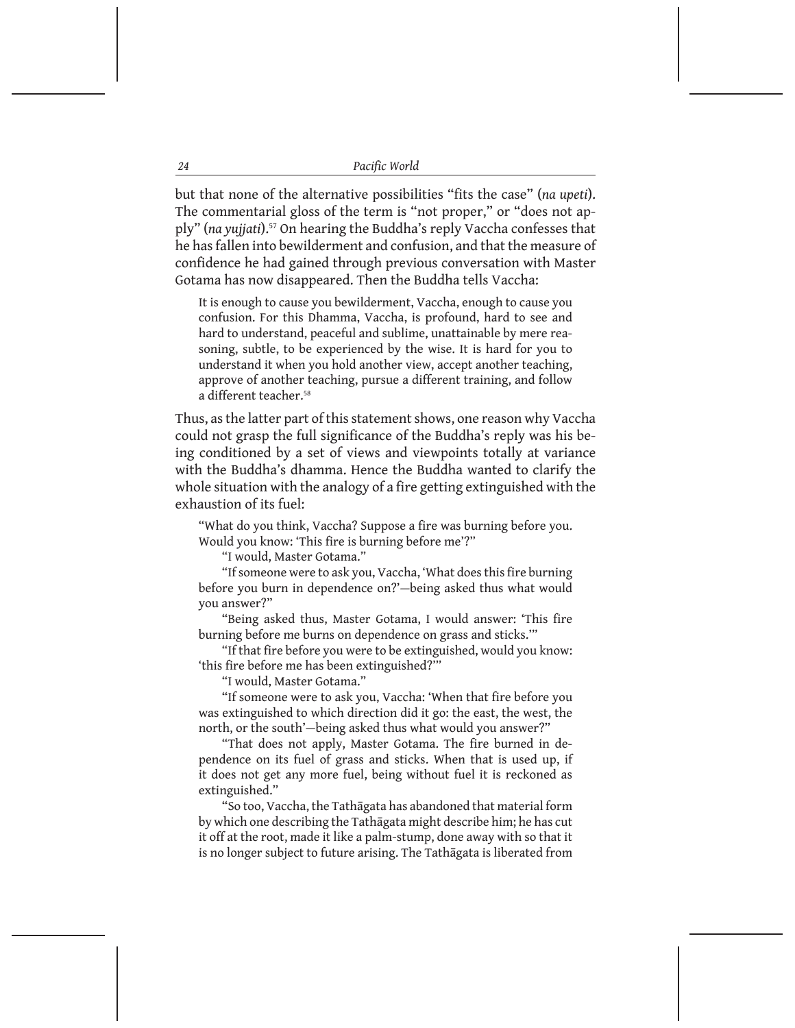but that none of the alternative possibilities "fits the case" (*na upeti*). The commentarial gloss of the term is "not proper," or "does not apply" (*na yujjati*).[57] On hearing the Buddha's reply Vaccha confesses that he has fallen into bewilderment and confusion, and that the measure of confidence he had gained through previous conversation with Master Gotama has now disappeared. Then the Buddha tells Vaccha:

> It is enough to cause you bewilderment, Vaccha, enough to cause you confusion. For this Dhamma, Vaccha, is profound, hard to see and hard to understand, peaceful and sublime, unattainable by mere reasoning, subtle, to be experienced by the wise. It is hard for you to understand it when you hold another view, accept another teaching, approve of another teaching, pursue a different training, and follow a different teacher.[58]

Thus, as the latter part of this statement shows, one reason why Vaccha could not grasp the full significance of the Buddha's reply was his being conditioned by a set of views and viewpoints totally at variance with the Buddha's dhamma. Hence the Buddha wanted to clarify the whole situation with the analogy of a fire getting extinguished with the exhaustion of its fuel:

> "What do you think, Vaccha? Suppose a fire was burning before you. Would you know: 'This fire is burning before me'?"
>
> "I would, Master Gotama."
>
> "If someone were to ask you, Vaccha, 'What does this fire burning before you burn in dependence on?'—being asked thus what would you answer?"
>
> "Being asked thus, Master Gotama, I would answer: 'This fire burning before me burns on dependence on grass and sticks.'"
>
> "If that fire before you were to be extinguished, would you know: 'this fire before me has been extinguished?'"
>
> "I would, Master Gotama."
>
> "If someone were to ask you, Vaccha: 'When that fire before you was extinguished to which direction did it go: the east, the west, the north, or the south'—being asked thus what would you answer?"
>
> "That does not apply, Master Gotama. The fire burned in dependence on its fuel of grass and sticks. When that is used up, if it does not get any more fuel, being without fuel it is reckoned as extinguished."
>
> "So too, Vaccha, the Tathāgata has abandoned that material form by which one describing the Tathāgata might describe him; he has cut it off at the root, made it like a palm-stump, done away with so that it is no longer subject to future arising. The Tathāgata is liberated from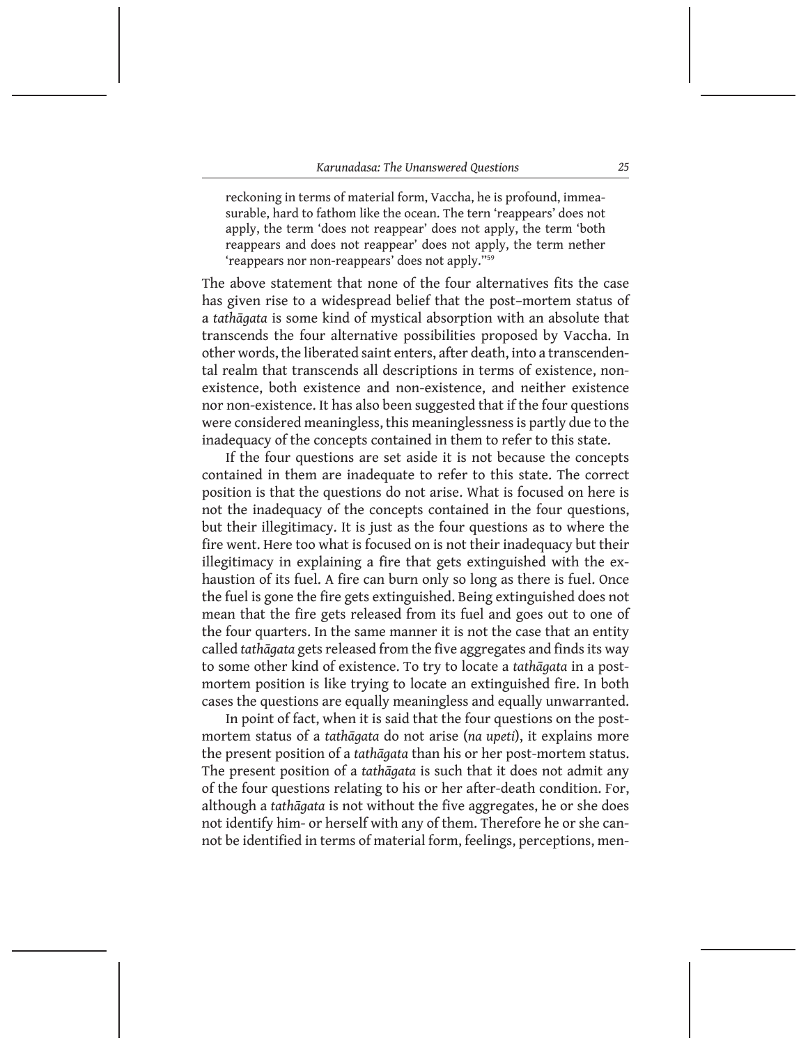> reckoning in terms of material form, Vaccha, he is profound, immeasurable, hard to fathom like the ocean. The tern 'reappears' does not apply, the term 'does not reappear' does not apply, the term 'both reappears and does not reappear' does not apply, the term nether 'reappears nor non-reappears' does not apply."[59]

The above statement that none of the four alternatives fits the case has given rise to a widespread belief that the post–mortem status of a *tathāgata* is some kind of mystical absorption with an absolute that transcends the four alternative possibilities proposed by Vaccha. In other words, the liberated saint enters, after death, into a transcendental realm that transcends all descriptions in terms of existence, non-existence, both existence and non-existence, and neither existence nor non-existence. It has also been suggested that if the four questions were considered meaningless, this meaninglessness is partly due to the inadequacy of the concepts contained in them to refer to this state.

If the four questions are set aside it is not because the concepts contained in them are inadequate to refer to this state. The correct position is that the questions do not arise. What is focused on here is not the inadequacy of the concepts contained in the four questions, but their illegitimacy. It is just as the four questions as to where the fire went. Here too what is focused on is not their inadequacy but their illegitimacy in explaining a fire that gets extinguished with the exhaustion of its fuel. A fire can burn only so long as there is fuel. Once the fuel is gone the fire gets extinguished. Being extinguished does not mean that the fire gets released from its fuel and goes out to one of the four quarters. In the same manner it is not the case that an entity called *tathāgata* gets released from the five aggregates and finds its way to some other kind of existence. To try to locate a *tathāgata* in a post-mortem position is like trying to locate an extinguished fire. In both cases the questions are equally meaningless and equally unwarranted.

In point of fact, when it is said that the four questions on the post-mortem status of a *tathāgata* do not arise (*na upeti*), it explains more the present position of a *tathāgata* than his or her post-mortem status. The present position of a *tathāgata* is such that it does not admit any of the four questions relating to his or her after-death condition. For, although a *tathāgata* is not without the five aggregates, he or she does not identify him- or herself with any of them. Therefore he or she cannot be identified in terms of material form, feelings, perceptions, men-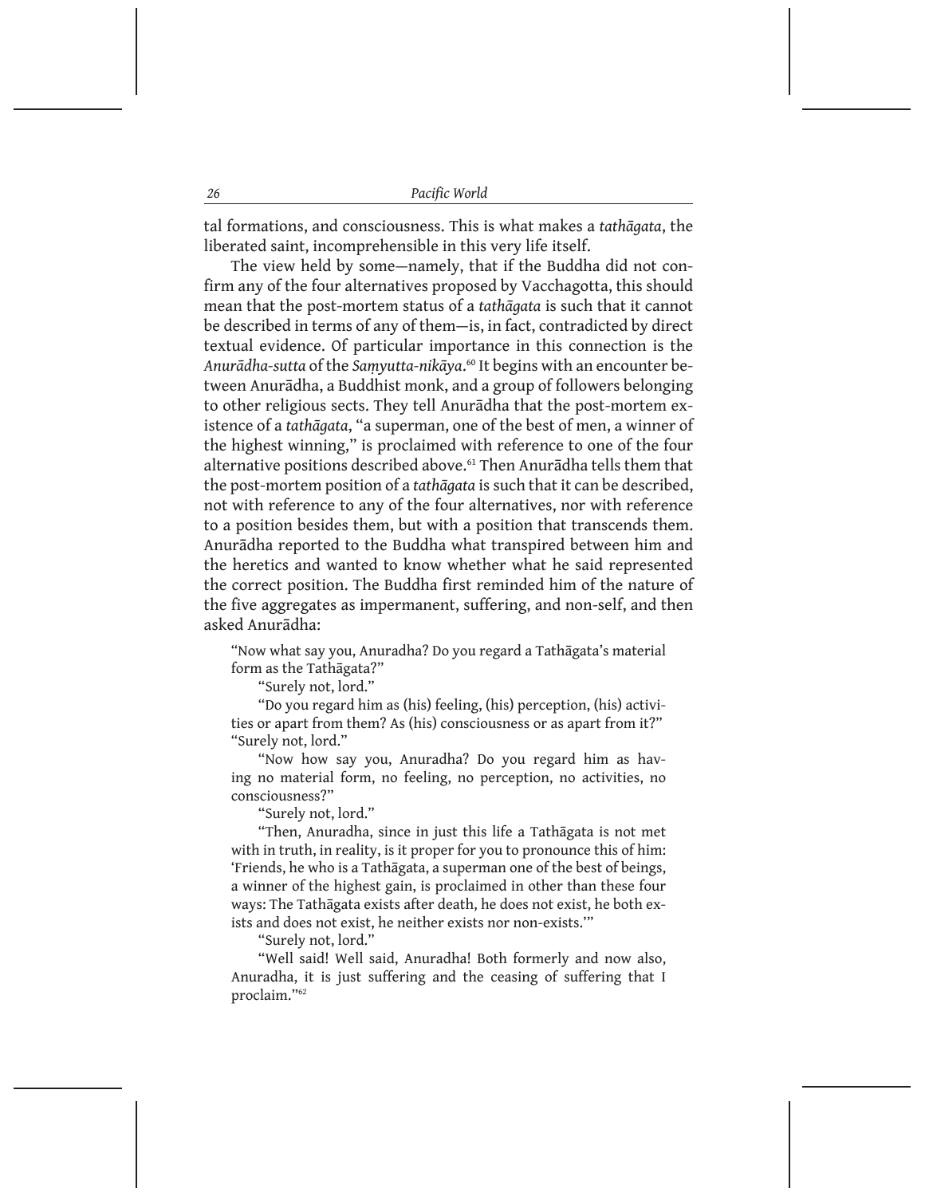tal formations, and consciousness. This is what makes a *tathāgata*, the liberated saint, incomprehensible in this very life itself.

The view held by some—namely, that if the Buddha did not confirm any of the four alternatives proposed by Vacchagotta, this should mean that the post-mortem status of a *tathāgata* is such that it cannot be described in terms of any of them—is, in fact, contradicted by direct textual evidence. Of particular importance in this connection is the *Anurādha-sutta* of the *Saṃyutta-nikāya*.[60] It begins with an encounter between Anurādha, a Buddhist monk, and a group of followers belonging to other religious sects. They tell Anurādha that the post-mortem existence of a *tathāgata*, "a superman, one of the best of men, a winner of the highest winning," is proclaimed with reference to one of the four alternative positions described above.[61] Then Anurādha tells them that the post-mortem position of a *tathāgata* is such that it can be described, not with reference to any of the four alternatives, nor with reference to a position besides them, but with a position that transcends them. Anurādha reported to the Buddha what transpired between him and the heretics and wanted to know whether what he said represented the correct position. The Buddha first reminded him of the nature of the five aggregates as impermanent, suffering, and non-self, and then asked Anurādha:

> "Now what say you, Anuradha? Do you regard a Tathāgata's material form as the Tathāgata?"
>
> "Surely not, lord."
>
> "Do you regard him as (his) feeling, (his) perception, (his) activities or apart from them? As (his) consciousness or as apart from it?" "Surely not, lord."
>
> "Now how say you, Anuradha? Do you regard him as having no material form, no feeling, no perception, no activities, no consciousness?"
>
> "Surely not, lord."
>
> "Then, Anuradha, since in just this life a Tathāgata is not met with in truth, in reality, is it proper for you to pronounce this of him: 'Friends, he who is a Tathāgata, a superman one of the best of beings, a winner of the highest gain, is proclaimed in other than these four ways: The Tathāgata exists after death, he does not exist, he both exists and does not exist, he neither exists nor non-exists.'"
>
> "Surely not, lord."
>
> "Well said! Well said, Anuradha! Both formerly and now also, Anuradha, it is just suffering and the ceasing of suffering that I proclaim."[62]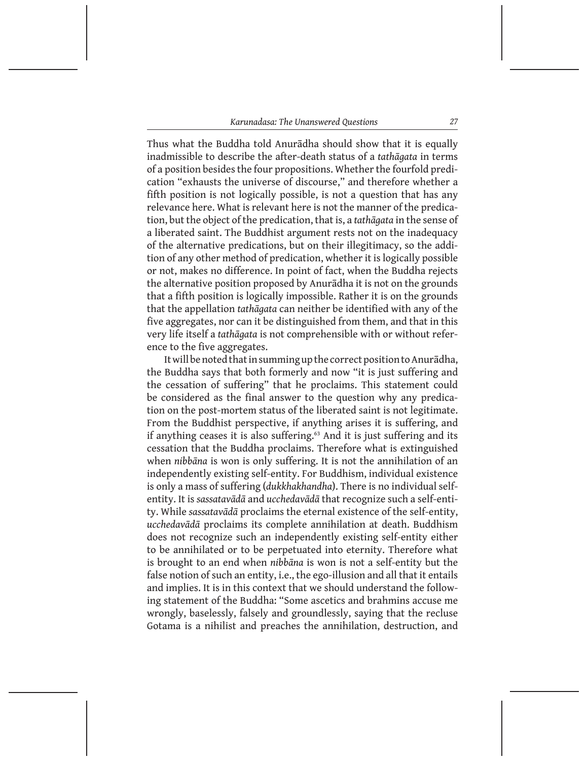Thus what the Buddha told Anurādha should show that it is equally inadmissible to describe the after-death status of a *tathāgata* in terms of a position besides the four propositions. Whether the fourfold predication "exhausts the universe of discourse," and therefore whether a fifth position is not logically possible, is not a question that has any relevance here. What is relevant here is not the manner of the predication, but the object of the predication, that is, a *tathāgata* in the sense of a liberated saint. The Buddhist argument rests not on the inadequacy of the alternative predications, but on their illegitimacy, so the addition of any other method of predication, whether it is logically possible or not, makes no difference. In point of fact, when the Buddha rejects the alternative position proposed by Anurādha it is not on the grounds that a fifth position is logically impossible. Rather it is on the grounds that the appellation *tathāgata* can neither be identified with any of the five aggregates, nor can it be distinguished from them, and that in this very life itself a *tathāgata* is not comprehensible with or without reference to the five aggregates.

It will be noted that in summing up the correct position to Anurādha, the Buddha says that both formerly and now "it is just suffering and the cessation of suffering" that he proclaims. This statement could be considered as the final answer to the question why any predication on the post-mortem status of the liberated saint is not legitimate. From the Buddhist perspective, if anything arises it is suffering, and if anything ceases it is also suffering.[63] And it is just suffering and its cessation that the Buddha proclaims. Therefore what is extinguished when *nibbāna* is won is only suffering. It is not the annihilation of an independently existing self-entity. For Buddhism, individual existence is only a mass of suffering (*dukkhakhandha*). There is no individual self-entity. It is *sassatavādā* and *ucchedavādā* that recognize such a self-entity. While *sassatavādā* proclaims the eternal existence of the self-entity, *ucchedavādā* proclaims its complete annihilation at death. Buddhism does not recognize such an independently existing self-entity either to be annihilated or to be perpetuated into eternity. Therefore what is brought to an end when *nibbāna* is won is not a self-entity but the false notion of such an entity, i.e., the ego-illusion and all that it entails and implies. It is in this context that we should understand the following statement of the Buddha: "Some ascetics and brahmins accuse me wrongly, baselessly, falsely and groundlessly, saying that the recluse Gotama is a nihilist and preaches the annihilation, destruction, and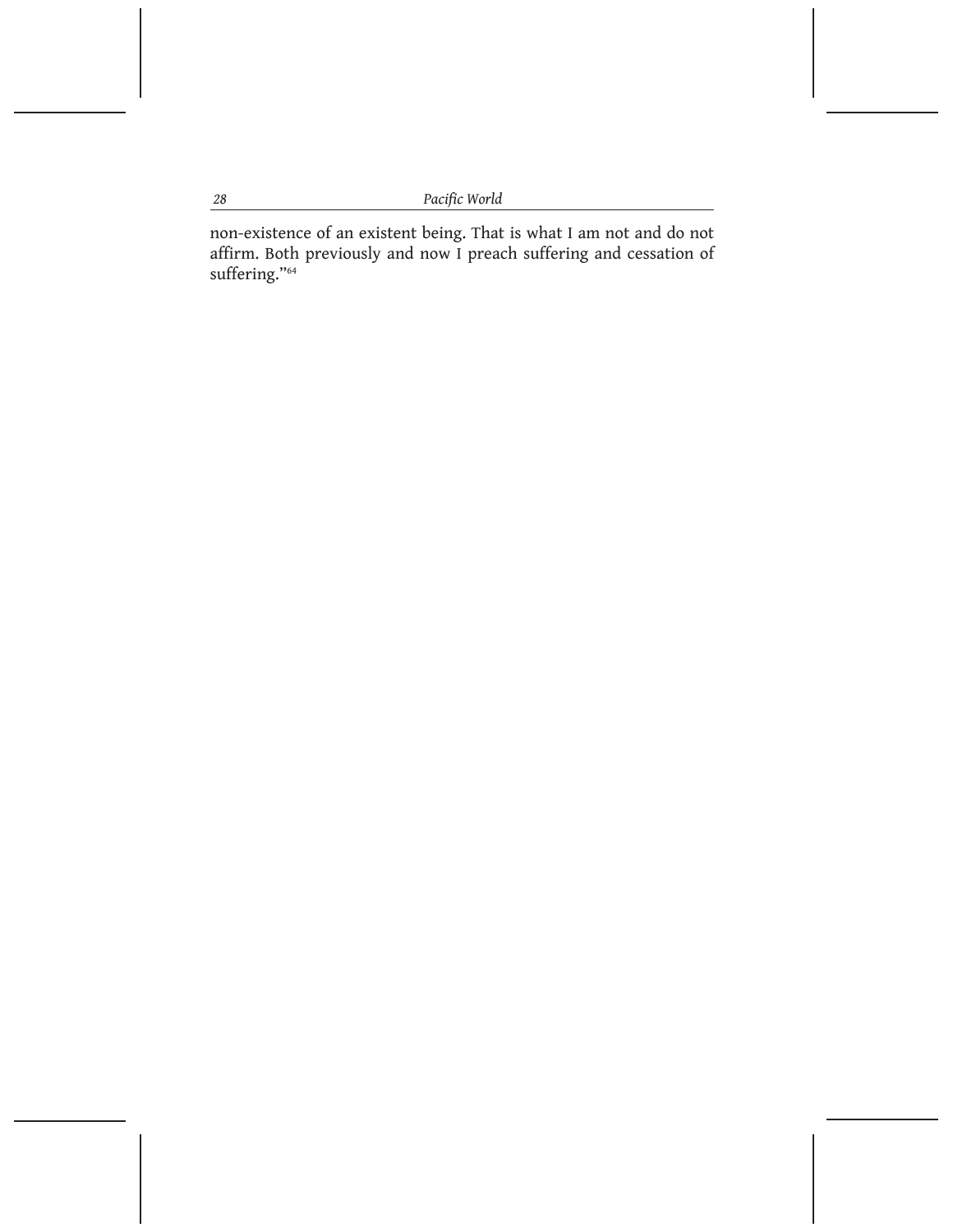non-existence of an existent being. That is what I am not and do not affirm. Both previously and now I preach suffering and cessation of suffering."[64]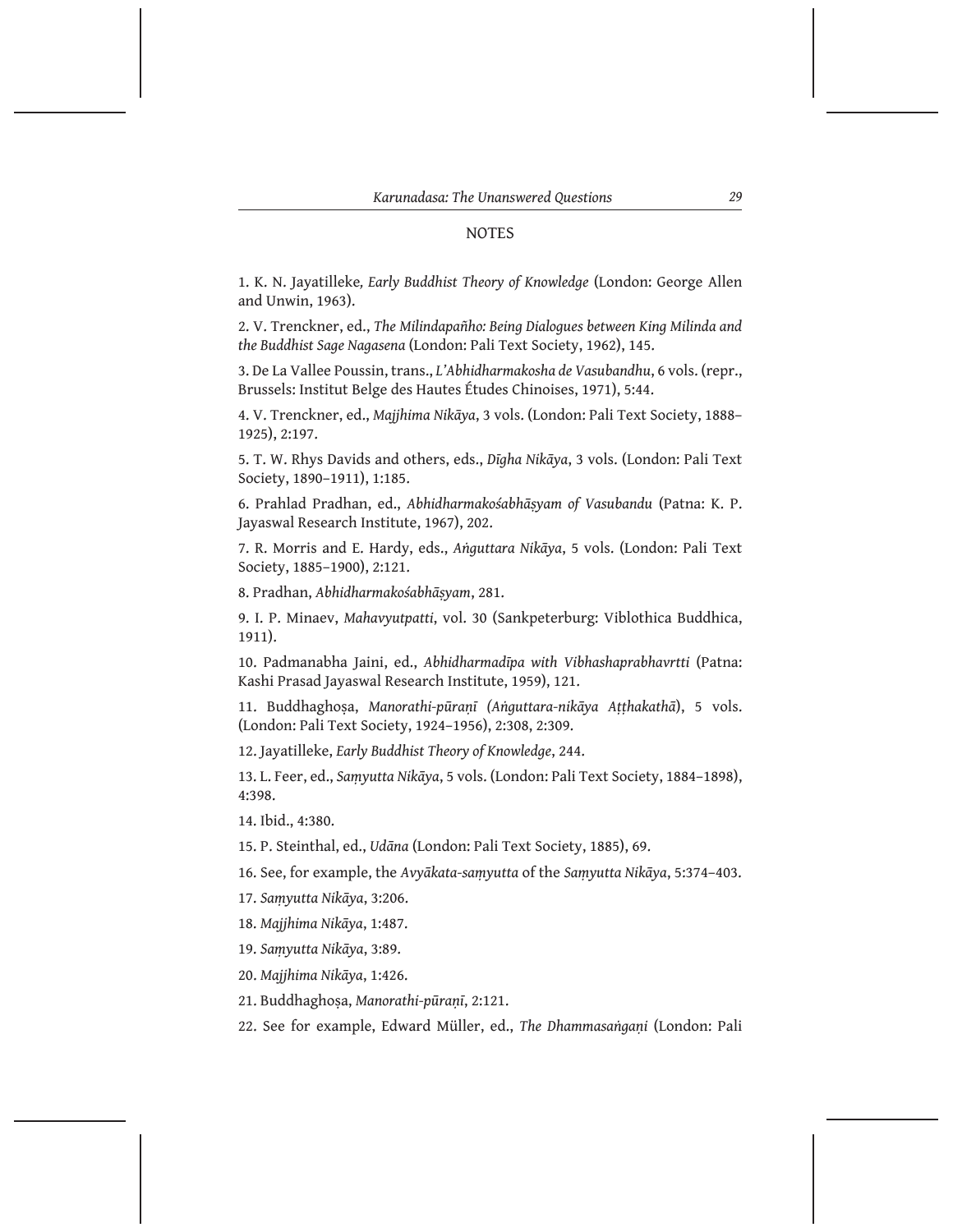## NOTES

1. K. N. Jayatilleke*, Early Buddhist Theory of Knowledge* (London: George Allen and Unwin, 1963).

2. V. Trenckner, ed., *The Milindapañho: Being Dialogues between King Milinda and the Buddhist Sage Nagasena* (London: Pali Text Society, 1962), 145.

3. De La Vallee Poussin, trans., *L'Abhidharmakosha de Vasubandhu*, 6 vols. (repr., Brussels: Institut Belge des Hautes Études Chinoises, 1971), 5:44.

4. V. Trenckner, ed., *Majjhima Nikāya*, 3 vols. (London: Pali Text Society, 1888–1925), 2:197.

5. T. W. Rhys Davids and others, eds., *Dīgha Nikāya*, 3 vols. (London: Pali Text Society, 1890–1911), 1:185.

6. Prahlad Pradhan, ed., *Abhidharmakośabhāṣyam of Vasubandu* (Patna: K. P. Jayaswal Research Institute, 1967), 202.

7. R. Morris and E. Hardy, eds., *Aṅguttara Nikāya*, 5 vols. (London: Pali Text Society, 1885–1900), 2:121.

8. Pradhan, *Abhidharmakośabhāṣyam*, 281.

9. I. P. Minaev, *Mahavyutpatti*, vol. 30 (Sankpeterburg: Viblothica Buddhica, 1911).

10. Padmanabha Jaini, ed., *Abhidharmadīpa with Vibhashaprabhavrtti* (Patna: Kashi Prasad Jayaswal Research Institute, 1959), 121.

11. Buddhaghoṣa, *Manorathi-pūraṇī (Aṅguttara-nikāya Aṭṭhakathā*), 5 vols. (London: Pali Text Society, 1924–1956), 2:308, 2:309.

12. Jayatilleke, *Early Buddhist Theory of Knowledge*, 244.

13. L. Feer, ed., *Saṃyutta Nikāya*, 5 vols. (London: Pali Text Society, 1884–1898), 4:398.

14. Ibid., 4:380.

15. P. Steinthal, ed., *Udāna* (London: Pali Text Society, 1885), 69.

16. See, for example, the *Avyākata-saṃyutta* of the *Saṃyutta Nikāya*, 5:374–403.

17. *Saṃyutta Nikāya*, 3:206.

18. *Majjhima Nikāya*, 1:487.

19. *Saṃyutta Nikāya*, 3:89.

20. *Majjhima Nikāya*, 1:426.

21. Buddhaghoṣa, *Manorathi-pūraṇī*, 2:121.

22. See for example, Edward Müller, ed., *The Dhammasaṅgaṇi* (London: Pali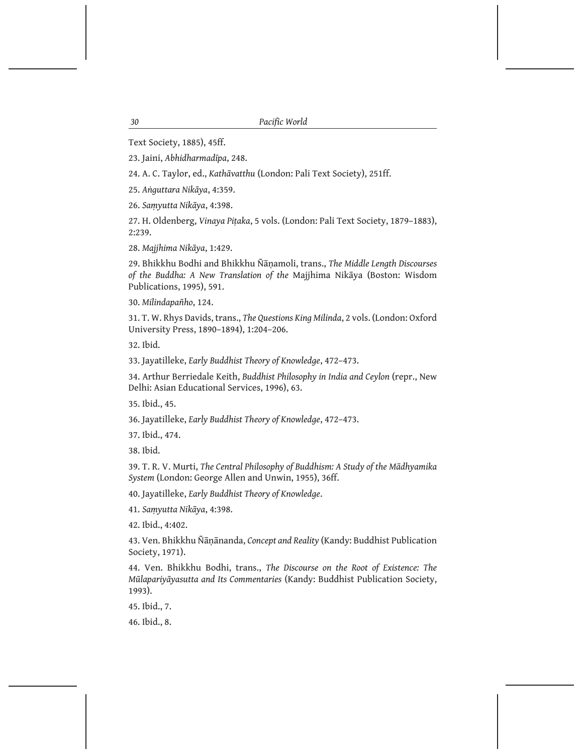Text Society, 1885), 45ff.

23. Jaini, *Abhidharmadīpa*, 248.

24. A. C. Taylor, ed., *Kathāvatthu* (London: Pali Text Society), 251ff.

25. *Aṅguttara Nikāya*, 4:359.

26. *Saṃyutta Nikāya*, 4:398.

27. H. Oldenberg, *Vinaya Piṭaka*, 5 vols. (London: Pali Text Society, 1879–1883), 2:239.

28. *Majjhima Nikāya*, 1:429.

29. Bhikkhu Bodhi and Bhikkhu Ñāṇamoli, trans., *The Middle Length Discourses of the Buddha: A New Translation of the* Majjhima Nikāya (Boston: Wisdom Publications, 1995), 591.

30. *Milindapañho*, 124.

31. T. W. Rhys Davids, trans., *The Questions King Milinda*, 2 vols. (London: Oxford University Press, 1890–1894), 1:204–206.

32. Ibid.

33. Jayatilleke, *Early Buddhist Theory of Knowledge*, 472–473.

34. Arthur Berriedale Keith, *Buddhist Philosophy in India and Ceylon* (repr., New Delhi: Asian Educational Services, 1996), 63.

35. Ibid., 45.

36. Jayatilleke, *Early Buddhist Theory of Knowledge*, 472–473.

37. Ibid., 474.

38. Ibid.

39. T. R. V. Murti, *The Central Philosophy of Buddhism: A Study of the Mādhyamika System* (London: George Allen and Unwin, 1955), 36ff.

40. Jayatilleke, *Early Buddhist Theory of Knowledge*.

41. *Saṃyutta Nikāya*, 4:398.

42. Ibid., 4:402.

43. Ven. Bhikkhu Ñāṇānanda, *Concept and Reality* (Kandy: Buddhist Publication Society, 1971).

44. Ven. Bhikkhu Bodhi, trans., *The Discourse on the Root of Existence: The Mūlapariyāyasutta and Its Commentaries* (Kandy: Buddhist Publication Society, 1993).

45. Ibid., 7.

46. Ibid., 8.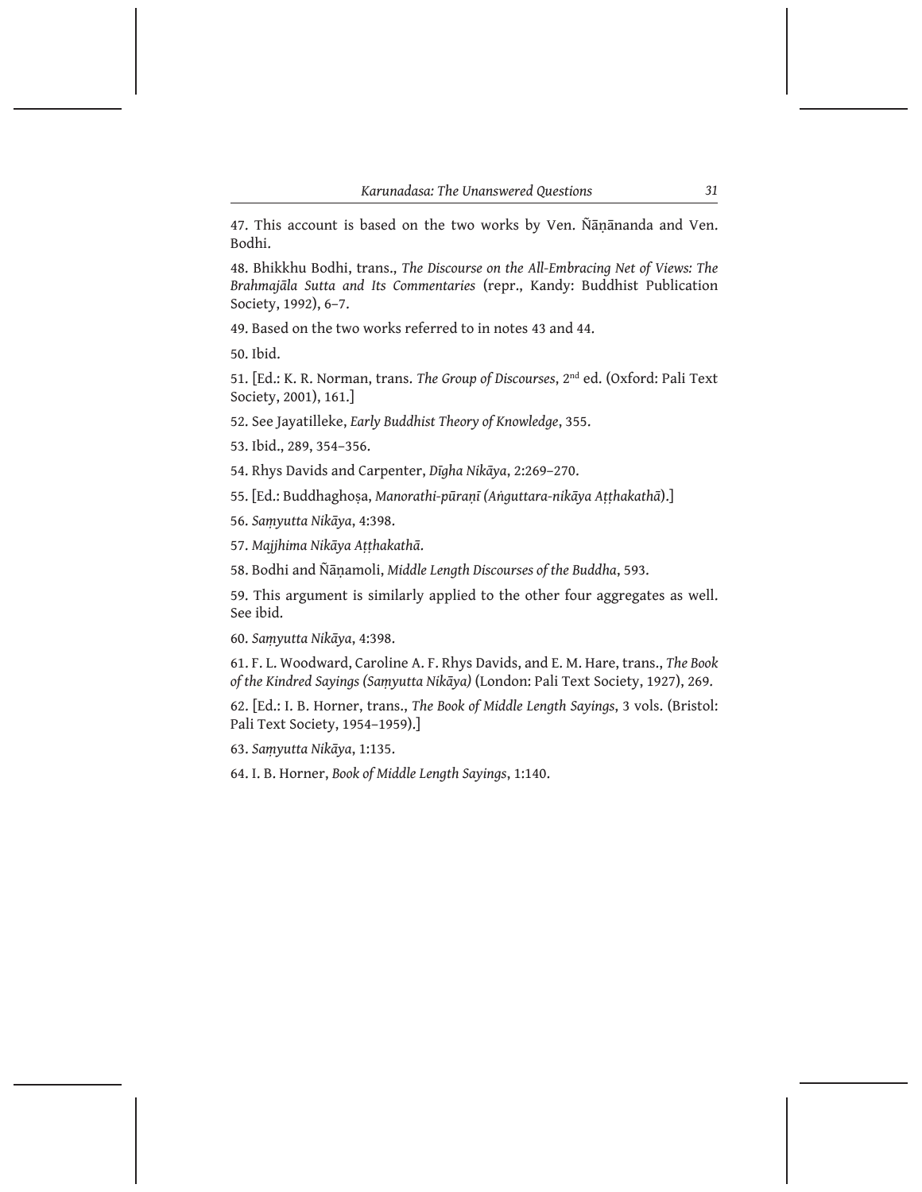47. This account is based on the two works by Ven. Ñāṇānanda and Ven. Bodhi.

48. Bhikkhu Bodhi, trans., *The Discourse on the All-Embracing Net of Views: The Brahmajāla Sutta and Its Commentaries* (repr., Kandy: Buddhist Publication Society, 1992), 6–7.

49. Based on the two works referred to in notes 43 and 44.

50. Ibid.

51. [Ed.: K. R. Norman, trans. *The Group of Discourses*, 2nd ed. (Oxford: Pali Text Society, 2001), 161.]

52. See Jayatilleke, *Early Buddhist Theory of Knowledge*, 355.

53. Ibid., 289, 354–356.

54. Rhys Davids and Carpenter, *Dīgha Nikāya*, 2:269–270.

55. [Ed.: Buddhaghoṣa, *Manorathi-pūraṇī (Aṅguttara-nikāya Aṭṭhakathā)*.]

56. *Saṃyutta Nikāya*, 4:398.

57. *Majjhima Nikāya Aṭṭhakathā*.

58. Bodhi and Ñāṇamoli, *Middle Length Discourses of the Buddha*, 593.

59. This argument is similarly applied to the other four aggregates as well. See ibid.

60. *Saṃyutta Nikāya*, 4:398.

61. F. L. Woodward, Caroline A. F. Rhys Davids, and E. M. Hare, trans., *The Book of the Kindred Sayings (Saṃyutta Nikāya)* (London: Pali Text Society, 1927), 269.

62. [Ed.: I. B. Horner, trans., *The Book of Middle Length Sayings*, 3 vols. (Bristol: Pali Text Society, 1954–1959).]

63. *Saṃyutta Nikāya*, 1:135.

64. I. B. Horner, *Book of Middle Length Sayings*, 1:140.